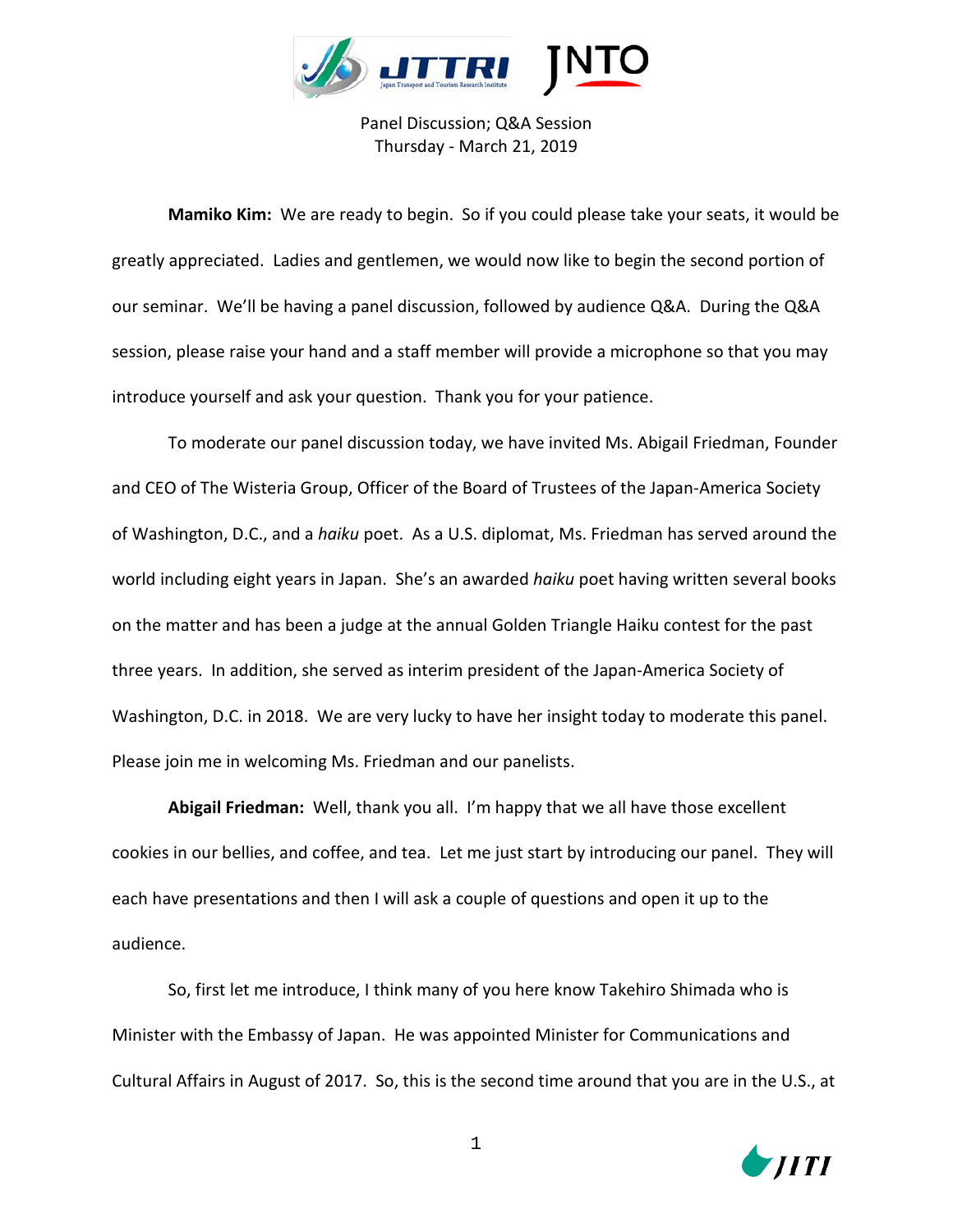Panel Discussion; Q&A Session
Thursday - March 21, 2019

**Mamiko Kim:** We are ready to begin. So if you could please take your seats, it would be greatly appreciated. Ladies and gentlemen, we would now like to begin the second portion of our seminar. We'll be having a panel discussion, followed by audience Q&A. During the Q&A session, please raise your hand and a staff member will provide a microphone so that you may introduce yourself and ask your question. Thank you for your patience.

To moderate our panel discussion today, we have invited Ms. Abigail Friedman, Founder and CEO of The Wisteria Group, Officer of the Board of Trustees of the Japan-America Society of Washington, D.C., and a *haiku* poet. As a U.S. diplomat, Ms. Friedman has served around the world including eight years in Japan. She's an awarded *haiku* poet having written several books on the matter and has been a judge at the annual Golden Triangle Haiku contest for the past three years. In addition, she served as interim president of the Japan-America Society of Washington, D.C. in 2018. We are very lucky to have her insight today to moderate this panel. Please join me in welcoming Ms. Friedman and our panelists.

**Abigail Friedman:** Well, thank you all. I'm happy that we all have those excellent cookies in our bellies, and coffee, and tea. Let me just start by introducing our panel. They will each have presentations and then I will ask a couple of questions and open it up to the audience.

So, first let me introduce, I think many of you here know Takehiro Shimada who is Minister with the Embassy of Japan. He was appointed Minister for Communications and Cultural Affairs in August of 2017. So, this is the second time around that you are in the U.S., at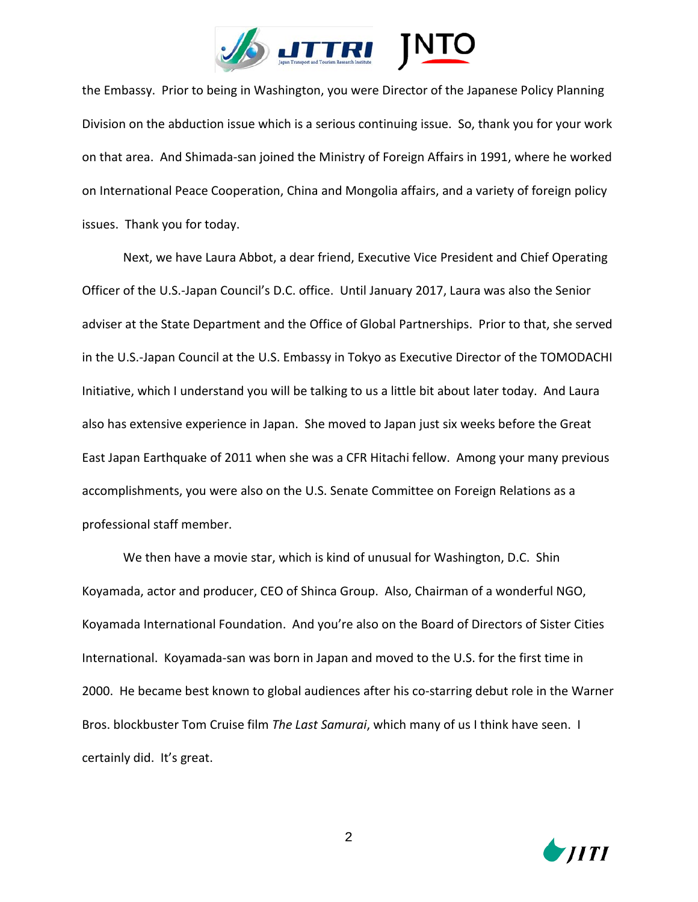the Embassy. Prior to being in Washington, you were Director of the Japanese Policy Planning Division on the abduction issue which is a serious continuing issue. So, thank you for your work on that area. And Shimada-san joined the Ministry of Foreign Affairs in 1991, where he worked on International Peace Cooperation, China and Mongolia affairs, and a variety of foreign policy issues. Thank you for today.

Next, we have Laura Abbot, a dear friend, Executive Vice President and Chief Operating Officer of the U.S.-Japan Council's D.C. office. Until January 2017, Laura was also the Senior adviser at the State Department and the Office of Global Partnerships. Prior to that, she served in the U.S.-Japan Council at the U.S. Embassy in Tokyo as Executive Director of the TOMODACHI Initiative, which I understand you will be talking to us a little bit about later today. And Laura also has extensive experience in Japan. She moved to Japan just six weeks before the Great East Japan Earthquake of 2011 when she was a CFR Hitachi fellow. Among your many previous accomplishments, you were also on the U.S. Senate Committee on Foreign Relations as a professional staff member.

We then have a movie star, which is kind of unusual for Washington, D.C. Shin Koyamada, actor and producer, CEO of Shinca Group. Also, Chairman of a wonderful NGO, Koyamada International Foundation. And you're also on the Board of Directors of Sister Cities International. Koyamada-san was born in Japan and moved to the U.S. for the first time in 2000. He became best known to global audiences after his co-starring debut role in the Warner Bros. blockbuster Tom Cruise film *The Last Samurai*, which many of us I think have seen. I certainly did. It's great.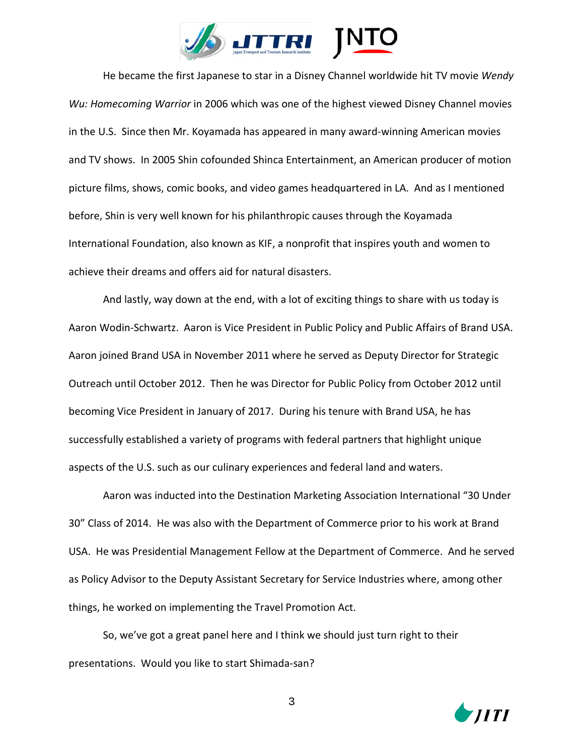He became the first Japanese to star in a Disney Channel worldwide hit TV movie *Wendy Wu: Homecoming Warrior* in 2006 which was one of the highest viewed Disney Channel movies in the U.S. Since then Mr. Koyamada has appeared in many award-winning American movies and TV shows. In 2005 Shin cofounded Shinca Entertainment, an American producer of motion picture films, shows, comic books, and video games headquartered in LA. And as I mentioned before, Shin is very well known for his philanthropic causes through the Koyamada International Foundation, also known as KIF, a nonprofit that inspires youth and women to achieve their dreams and offers aid for natural disasters.

And lastly, way down at the end, with a lot of exciting things to share with us today is Aaron Wodin-Schwartz. Aaron is Vice President in Public Policy and Public Affairs of Brand USA. Aaron joined Brand USA in November 2011 where he served as Deputy Director for Strategic Outreach until October 2012. Then he was Director for Public Policy from October 2012 until becoming Vice President in January of 2017. During his tenure with Brand USA, he has successfully established a variety of programs with federal partners that highlight unique aspects of the U.S. such as our culinary experiences and federal land and waters.

Aaron was inducted into the Destination Marketing Association International "30 Under 30" Class of 2014. He was also with the Department of Commerce prior to his work at Brand USA. He was Presidential Management Fellow at the Department of Commerce. And he served as Policy Advisor to the Deputy Assistant Secretary for Service Industries where, among other things, he worked on implementing the Travel Promotion Act.

So, we've got a great panel here and I think we should just turn right to their presentations. Would you like to start Shimada-san?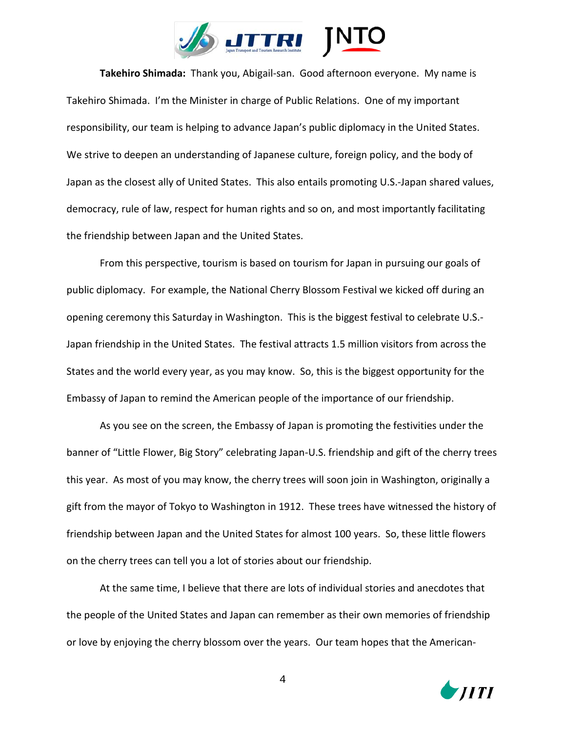**Takehiro Shimada:** Thank you, Abigail-san. Good afternoon everyone. My name is Takehiro Shimada. I'm the Minister in charge of Public Relations. One of my important responsibility, our team is helping to advance Japan's public diplomacy in the United States. We strive to deepen an understanding of Japanese culture, foreign policy, and the body of Japan as the closest ally of United States. This also entails promoting U.S.-Japan shared values, democracy, rule of law, respect for human rights and so on, and most importantly facilitating the friendship between Japan and the United States.

From this perspective, tourism is based on tourism for Japan in pursuing our goals of public diplomacy. For example, the National Cherry Blossom Festival we kicked off during an opening ceremony this Saturday in Washington. This is the biggest festival to celebrate U.S.-Japan friendship in the United States. The festival attracts 1.5 million visitors from across the States and the world every year, as you may know. So, this is the biggest opportunity for the Embassy of Japan to remind the American people of the importance of our friendship.

As you see on the screen, the Embassy of Japan is promoting the festivities under the banner of "Little Flower, Big Story" celebrating Japan-U.S. friendship and gift of the cherry trees this year. As most of you may know, the cherry trees will soon join in Washington, originally a gift from the mayor of Tokyo to Washington in 1912. These trees have witnessed the history of friendship between Japan and the United States for almost 100 years. So, these little flowers on the cherry trees can tell you a lot of stories about our friendship.

At the same time, I believe that there are lots of individual stories and anecdotes that the people of the United States and Japan can remember as their own memories of friendship or love by enjoying the cherry blossom over the years. Our team hopes that the American-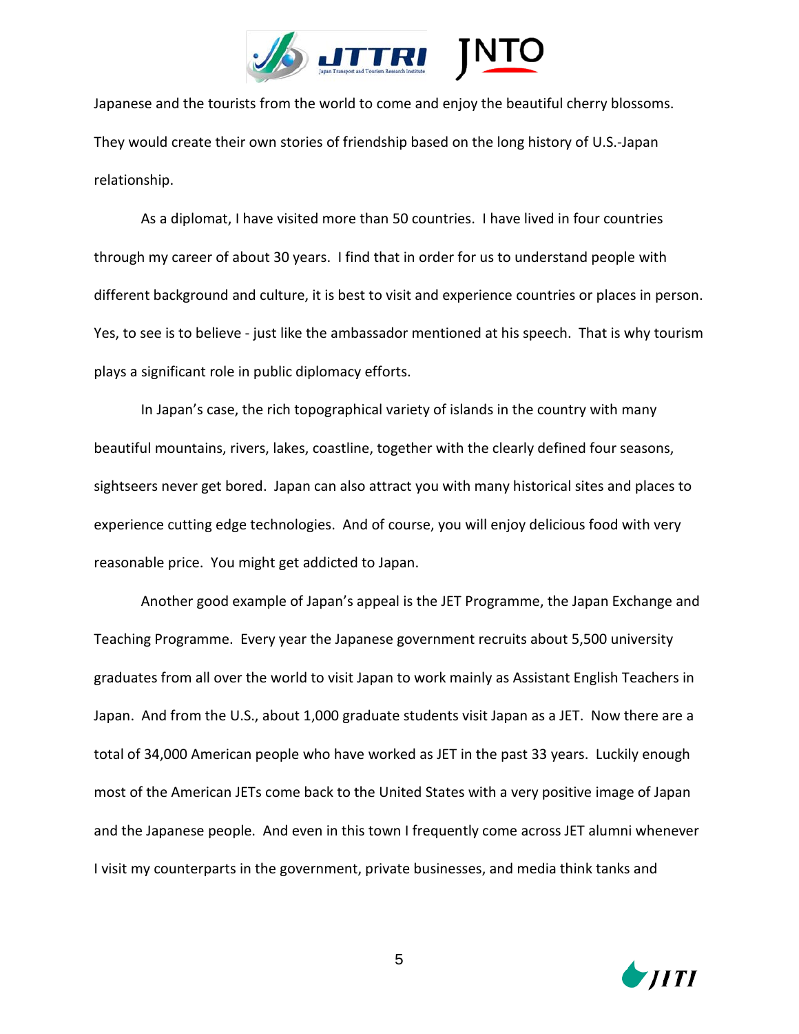Japanese and the tourists from the world to come and enjoy the beautiful cherry blossoms. They would create their own stories of friendship based on the long history of U.S.-Japan relationship.

As a diplomat, I have visited more than 50 countries. I have lived in four countries through my career of about 30 years. I find that in order for us to understand people with different background and culture, it is best to visit and experience countries or places in person. Yes, to see is to believe - just like the ambassador mentioned at his speech. That is why tourism plays a significant role in public diplomacy efforts.

In Japan's case, the rich topographical variety of islands in the country with many beautiful mountains, rivers, lakes, coastline, together with the clearly defined four seasons, sightseers never get bored. Japan can also attract you with many historical sites and places to experience cutting edge technologies. And of course, you will enjoy delicious food with very reasonable price. You might get addicted to Japan.

Another good example of Japan's appeal is the JET Programme, the Japan Exchange and Teaching Programme. Every year the Japanese government recruits about 5,500 university graduates from all over the world to visit Japan to work mainly as Assistant English Teachers in Japan. And from the U.S., about 1,000 graduate students visit Japan as a JET. Now there are a total of 34,000 American people who have worked as JET in the past 33 years. Luckily enough most of the American JETs come back to the United States with a very positive image of Japan and the Japanese people. And even in this town I frequently come across JET alumni whenever I visit my counterparts in the government, private businesses, and media think tanks and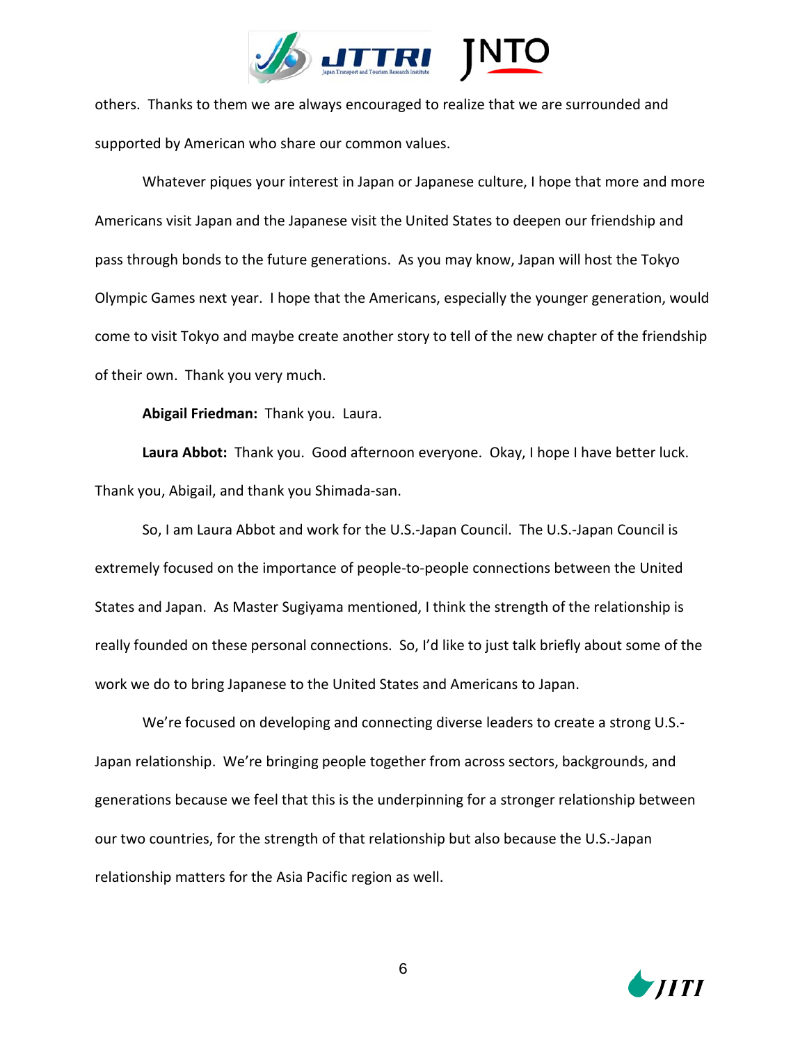others. Thanks to them we are always encouraged to realize that we are surrounded and supported by American who share our common values.

Whatever piques your interest in Japan or Japanese culture, I hope that more and more Americans visit Japan and the Japanese visit the United States to deepen our friendship and pass through bonds to the future generations. As you may know, Japan will host the Tokyo Olympic Games next year. I hope that the Americans, especially the younger generation, would come to visit Tokyo and maybe create another story to tell of the new chapter of the friendship of their own. Thank you very much.

**Abigail Friedman:** Thank you. Laura.

**Laura Abbot:** Thank you. Good afternoon everyone. Okay, I hope I have better luck. Thank you, Abigail, and thank you Shimada-san.

So, I am Laura Abbot and work for the U.S.-Japan Council. The U.S.-Japan Council is extremely focused on the importance of people-to-people connections between the United States and Japan. As Master Sugiyama mentioned, I think the strength of the relationship is really founded on these personal connections. So, I'd like to just talk briefly about some of the work we do to bring Japanese to the United States and Americans to Japan.

We're focused on developing and connecting diverse leaders to create a strong U.S.-Japan relationship. We're bringing people together from across sectors, backgrounds, and generations because we feel that this is the underpinning for a stronger relationship between our two countries, for the strength of that relationship but also because the U.S.-Japan relationship matters for the Asia Pacific region as well.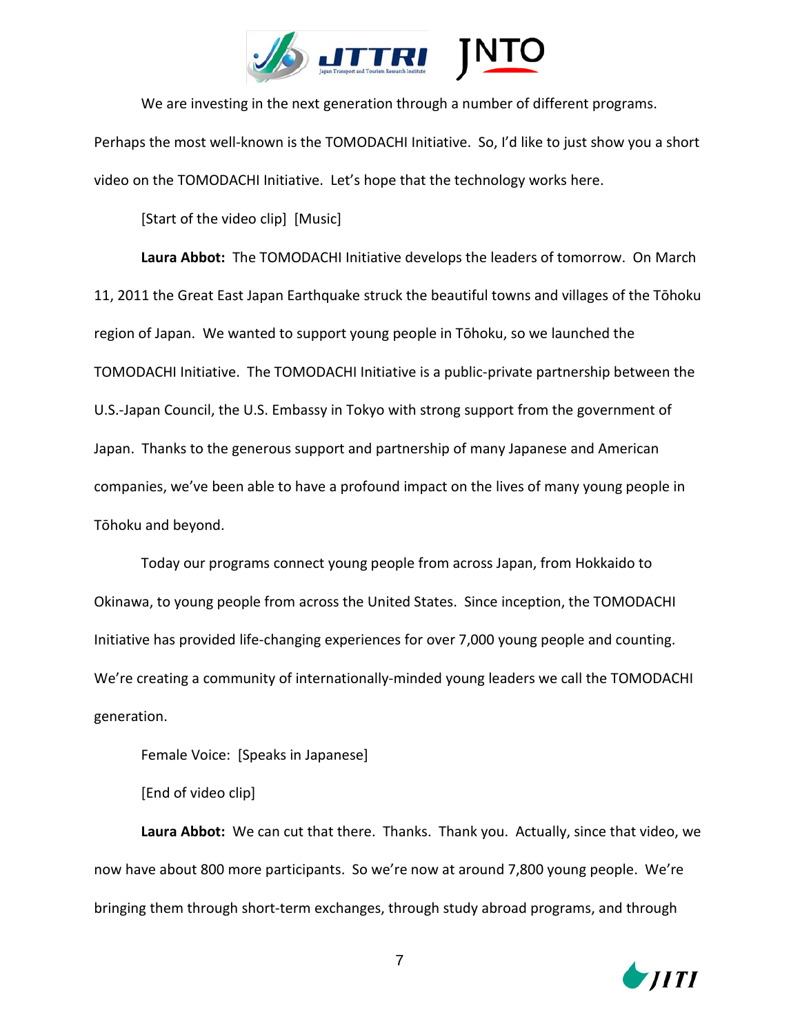We are investing in the next generation through a number of different programs. Perhaps the most well-known is the TOMODACHI Initiative. So, I'd like to just show you a short video on the TOMODACHI Initiative. Let's hope that the technology works here.

[Start of the video clip] [Music]

**Laura Abbot:** The TOMODACHI Initiative develops the leaders of tomorrow. On March 11, 2011 the Great East Japan Earthquake struck the beautiful towns and villages of the Tōhoku region of Japan. We wanted to support young people in Tōhoku, so we launched the TOMODACHI Initiative. The TOMODACHI Initiative is a public-private partnership between the U.S.-Japan Council, the U.S. Embassy in Tokyo with strong support from the government of Japan. Thanks to the generous support and partnership of many Japanese and American companies, we've been able to have a profound impact on the lives of many young people in Tōhoku and beyond.

Today our programs connect young people from across Japan, from Hokkaido to Okinawa, to young people from across the United States. Since inception, the TOMODACHI Initiative has provided life-changing experiences for over 7,000 young people and counting. We're creating a community of internationally-minded young leaders we call the TOMODACHI generation.

Female Voice: [Speaks in Japanese]

[End of video clip]

**Laura Abbot:** We can cut that there. Thanks. Thank you. Actually, since that video, we now have about 800 more participants. So we're now at around 7,800 young people. We're bringing them through short-term exchanges, through study abroad programs, and through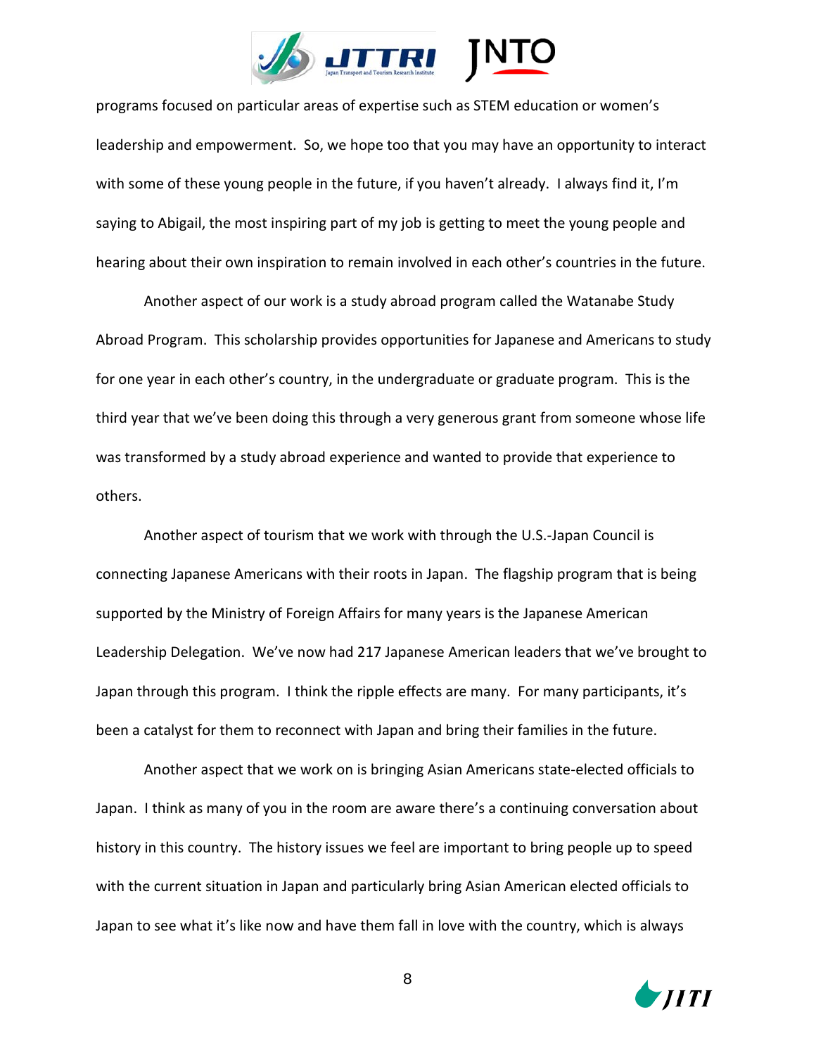programs focused on particular areas of expertise such as STEM education or women's leadership and empowerment. So, we hope too that you may have an opportunity to interact with some of these young people in the future, if you haven't already. I always find it, I'm saying to Abigail, the most inspiring part of my job is getting to meet the young people and hearing about their own inspiration to remain involved in each other's countries in the future.

Another aspect of our work is a study abroad program called the Watanabe Study Abroad Program. This scholarship provides opportunities for Japanese and Americans to study for one year in each other's country, in the undergraduate or graduate program. This is the third year that we've been doing this through a very generous grant from someone whose life was transformed by a study abroad experience and wanted to provide that experience to others.

Another aspect of tourism that we work with through the U.S.-Japan Council is connecting Japanese Americans with their roots in Japan. The flagship program that is being supported by the Ministry of Foreign Affairs for many years is the Japanese American Leadership Delegation. We've now had 217 Japanese American leaders that we've brought to Japan through this program. I think the ripple effects are many. For many participants, it's been a catalyst for them to reconnect with Japan and bring their families in the future.

Another aspect that we work on is bringing Asian Americans state-elected officials to Japan. I think as many of you in the room are aware there's a continuing conversation about history in this country. The history issues we feel are important to bring people up to speed with the current situation in Japan and particularly bring Asian American elected officials to Japan to see what it's like now and have them fall in love with the country, which is always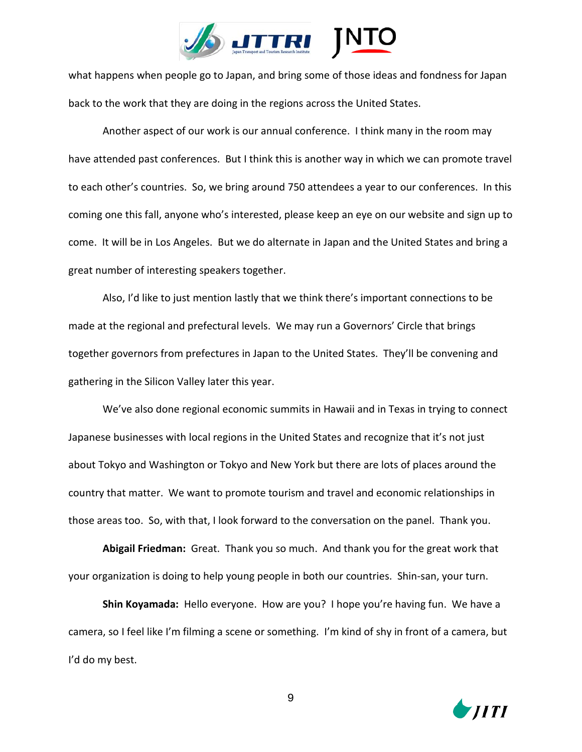what happens when people go to Japan, and bring some of those ideas and fondness for Japan back to the work that they are doing in the regions across the United States.

Another aspect of our work is our annual conference. I think many in the room may have attended past conferences. But I think this is another way in which we can promote travel to each other's countries. So, we bring around 750 attendees a year to our conferences. In this coming one this fall, anyone who's interested, please keep an eye on our website and sign up to come. It will be in Los Angeles. But we do alternate in Japan and the United States and bring a great number of interesting speakers together.

Also, I'd like to just mention lastly that we think there's important connections to be made at the regional and prefectural levels. We may run a Governors' Circle that brings together governors from prefectures in Japan to the United States. They'll be convening and gathering in the Silicon Valley later this year.

We've also done regional economic summits in Hawaii and in Texas in trying to connect Japanese businesses with local regions in the United States and recognize that it's not just about Tokyo and Washington or Tokyo and New York but there are lots of places around the country that matter. We want to promote tourism and travel and economic relationships in those areas too. So, with that, I look forward to the conversation on the panel. Thank you.

**Abigail Friedman:** Great. Thank you so much. And thank you for the great work that your organization is doing to help young people in both our countries. Shin-san, your turn.

**Shin Koyamada:** Hello everyone. How are you? I hope you're having fun. We have a camera, so I feel like I'm filming a scene or something. I'm kind of shy in front of a camera, but I'd do my best.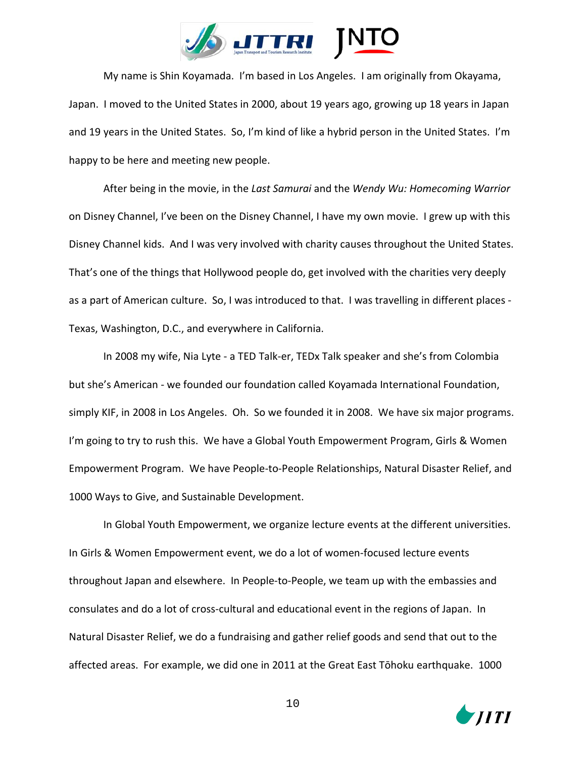My name is Shin Koyamada. I'm based in Los Angeles. I am originally from Okayama, Japan. I moved to the United States in 2000, about 19 years ago, growing up 18 years in Japan and 19 years in the United States. So, I'm kind of like a hybrid person in the United States. I'm happy to be here and meeting new people.

After being in the movie, in the *Last Samurai* and the *Wendy Wu: Homecoming Warrior* on Disney Channel, I've been on the Disney Channel, I have my own movie. I grew up with this Disney Channel kids. And I was very involved with charity causes throughout the United States. That's one of the things that Hollywood people do, get involved with the charities very deeply as a part of American culture. So, I was introduced to that. I was travelling in different places - Texas, Washington, D.C., and everywhere in California.

In 2008 my wife, Nia Lyte - a TED Talk-er, TEDx Talk speaker and she's from Colombia but she's American - we founded our foundation called Koyamada International Foundation, simply KIF, in 2008 in Los Angeles. Oh. So we founded it in 2008. We have six major programs. I'm going to try to rush this. We have a Global Youth Empowerment Program, Girls & Women Empowerment Program. We have People-to-People Relationships, Natural Disaster Relief, and 1000 Ways to Give, and Sustainable Development.

In Global Youth Empowerment, we organize lecture events at the different universities. In Girls & Women Empowerment event, we do a lot of women-focused lecture events throughout Japan and elsewhere. In People-to-People, we team up with the embassies and consulates and do a lot of cross-cultural and educational event in the regions of Japan. In Natural Disaster Relief, we do a fundraising and gather relief goods and send that out to the affected areas. For example, we did one in 2011 at the Great East Tōhoku earthquake. 1000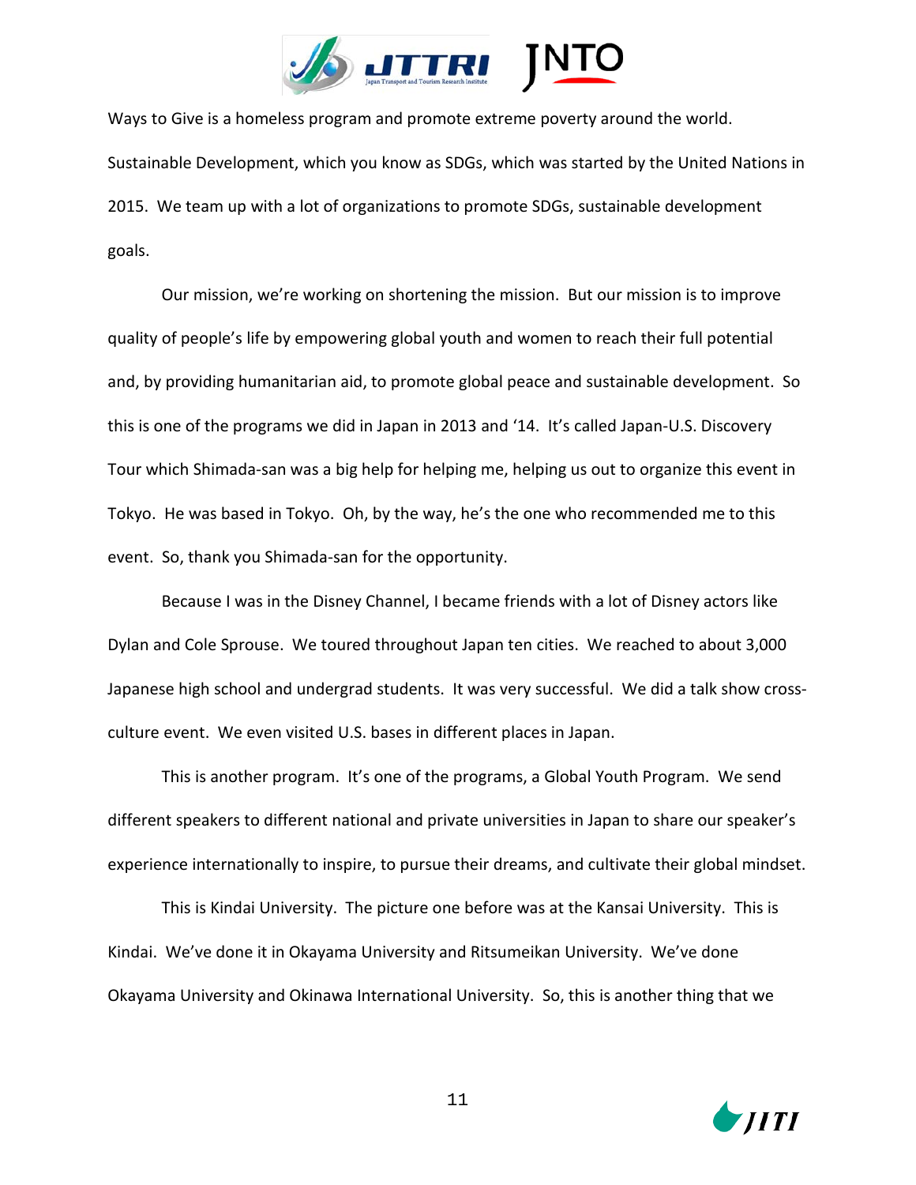Ways to Give is a homeless program and promote extreme poverty around the world. Sustainable Development, which you know as SDGs, which was started by the United Nations in 2015. We team up with a lot of organizations to promote SDGs, sustainable development goals.

Our mission, we're working on shortening the mission. But our mission is to improve quality of people's life by empowering global youth and women to reach their full potential and, by providing humanitarian aid, to promote global peace and sustainable development. So this is one of the programs we did in Japan in 2013 and '14. It's called Japan-U.S. Discovery Tour which Shimada-san was a big help for helping me, helping us out to organize this event in Tokyo. He was based in Tokyo. Oh, by the way, he's the one who recommended me to this event. So, thank you Shimada-san for the opportunity.

Because I was in the Disney Channel, I became friends with a lot of Disney actors like Dylan and Cole Sprouse. We toured throughout Japan ten cities. We reached to about 3,000 Japanese high school and undergrad students. It was very successful. We did a talk show cross-culture event. We even visited U.S. bases in different places in Japan.

This is another program. It's one of the programs, a Global Youth Program. We send different speakers to different national and private universities in Japan to share our speaker's experience internationally to inspire, to pursue their dreams, and cultivate their global mindset.

This is Kindai University. The picture one before was at the Kansai University. This is Kindai. We've done it in Okayama University and Ritsumeikan University. We've done Okayama University and Okinawa International University. So, this is another thing that we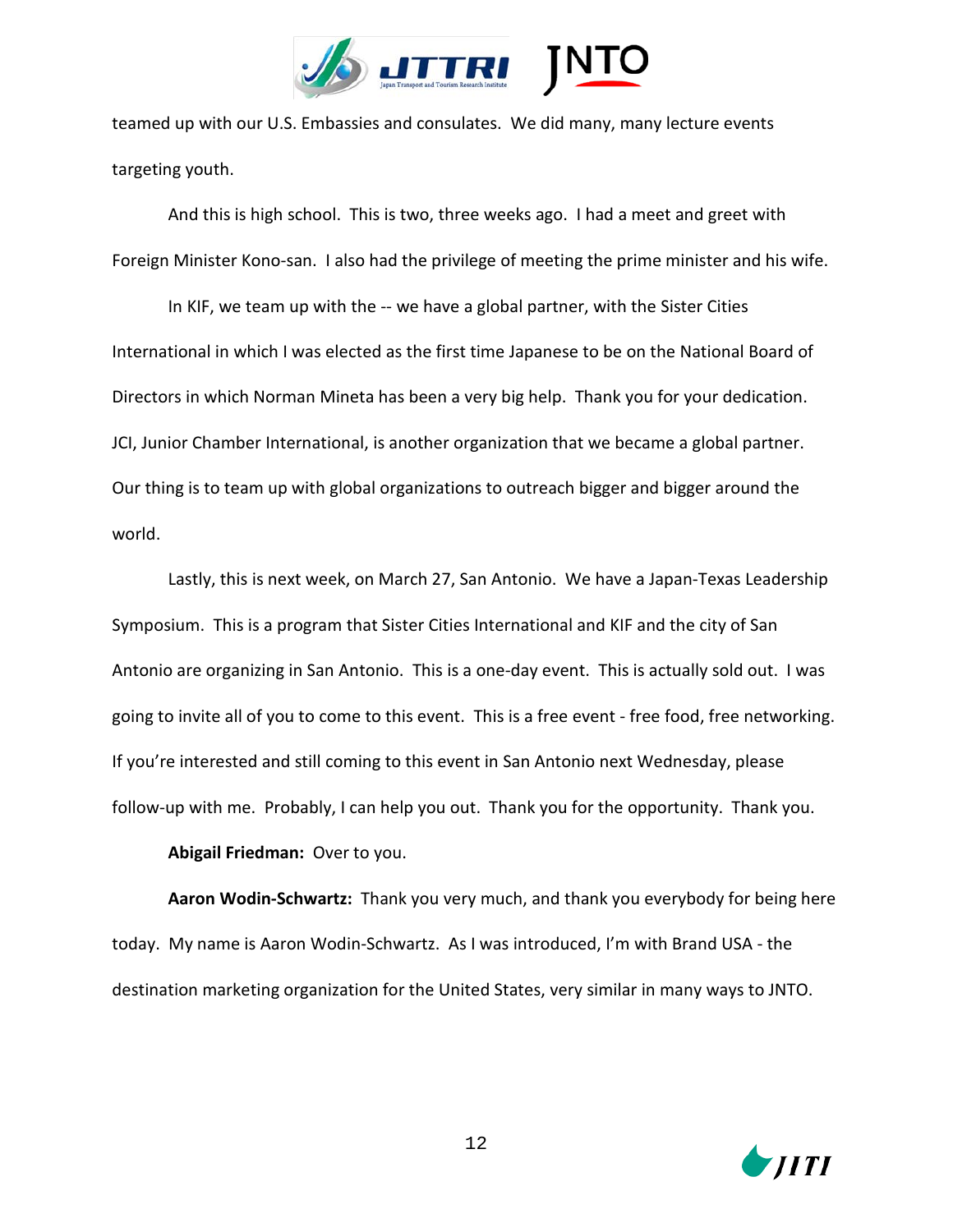teamed up with our U.S. Embassies and consulates. We did many, many lecture events targeting youth.

And this is high school. This is two, three weeks ago. I had a meet and greet with Foreign Minister Kono-san. I also had the privilege of meeting the prime minister and his wife.

In KIF, we team up with the -- we have a global partner, with the Sister Cities International in which I was elected as the first time Japanese to be on the National Board of Directors in which Norman Mineta has been a very big help. Thank you for your dedication. JCI, Junior Chamber International, is another organization that we became a global partner. Our thing is to team up with global organizations to outreach bigger and bigger around the world.

Lastly, this is next week, on March 27, San Antonio. We have a Japan-Texas Leadership Symposium. This is a program that Sister Cities International and KIF and the city of San Antonio are organizing in San Antonio. This is a one-day event. This is actually sold out. I was going to invite all of you to come to this event. This is a free event - free food, free networking. If you're interested and still coming to this event in San Antonio next Wednesday, please follow-up with me. Probably, I can help you out. Thank you for the opportunity. Thank you.

**Abigail Friedman:** Over to you.

**Aaron Wodin-Schwartz:** Thank you very much, and thank you everybody for being here today. My name is Aaron Wodin-Schwartz. As I was introduced, I'm with Brand USA - the destination marketing organization for the United States, very similar in many ways to JNTO.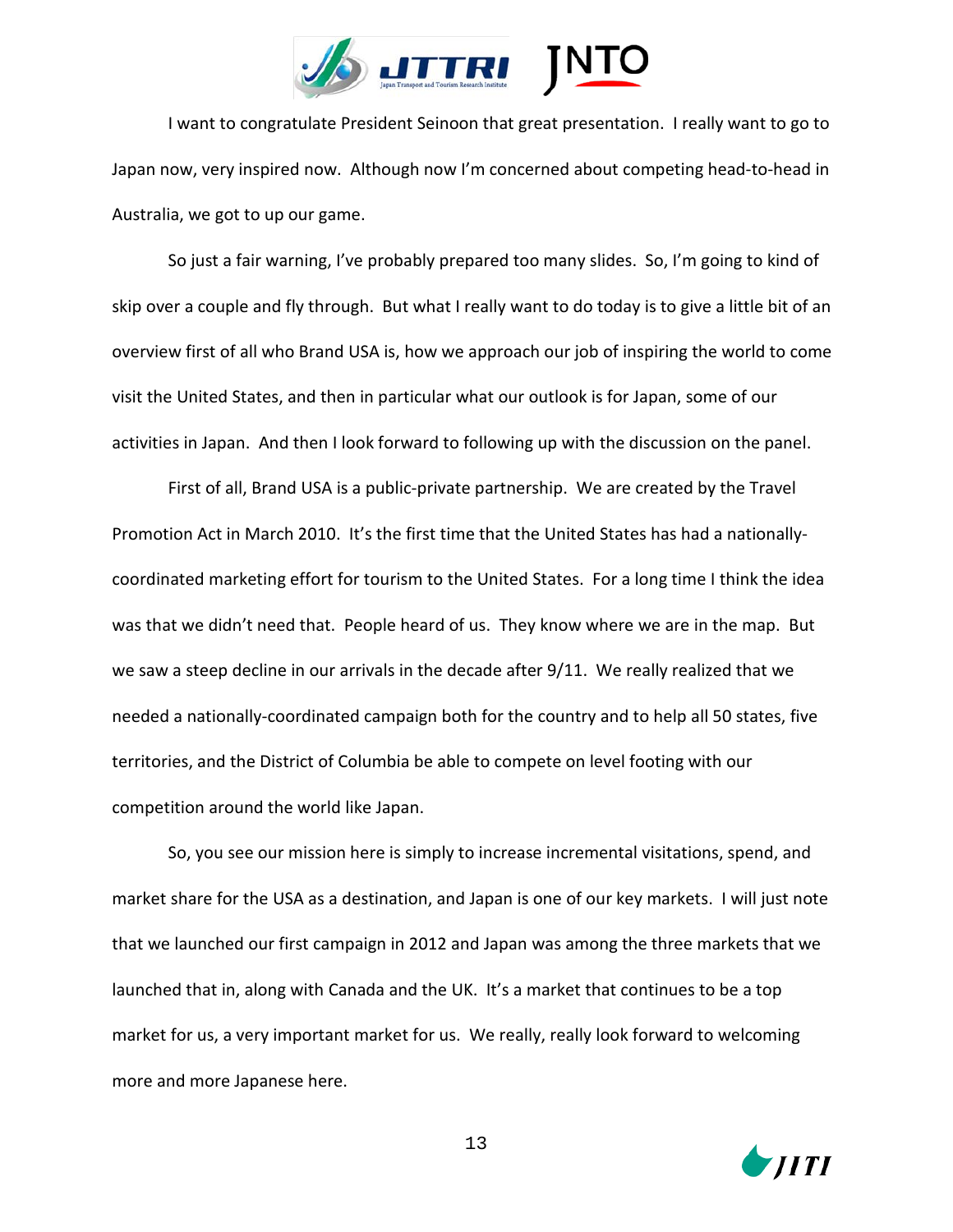I want to congratulate President Seinoon that great presentation. I really want to go to Japan now, very inspired now. Although now I'm concerned about competing head-to-head in Australia, we got to up our game.

So just a fair warning, I've probably prepared too many slides. So, I'm going to kind of skip over a couple and fly through. But what I really want to do today is to give a little bit of an overview first of all who Brand USA is, how we approach our job of inspiring the world to come visit the United States, and then in particular what our outlook is for Japan, some of our activities in Japan. And then I look forward to following up with the discussion on the panel.

First of all, Brand USA is a public-private partnership. We are created by the Travel Promotion Act in March 2010. It's the first time that the United States has had a nationally-coordinated marketing effort for tourism to the United States. For a long time I think the idea was that we didn't need that. People heard of us. They know where we are in the map. But we saw a steep decline in our arrivals in the decade after 9/11. We really realized that we needed a nationally-coordinated campaign both for the country and to help all 50 states, five territories, and the District of Columbia be able to compete on level footing with our competition around the world like Japan.

So, you see our mission here is simply to increase incremental visitations, spend, and market share for the USA as a destination, and Japan is one of our key markets. I will just note that we launched our first campaign in 2012 and Japan was among the three markets that we launched that in, along with Canada and the UK. It's a market that continues to be a top market for us, a very important market for us. We really, really look forward to welcoming more and more Japanese here.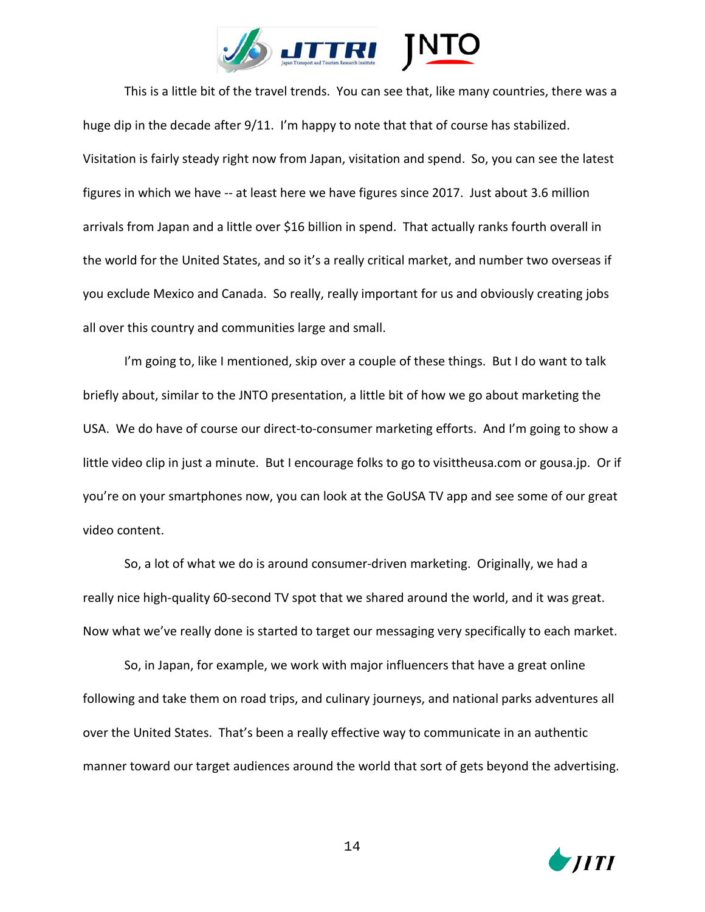This is a little bit of the travel trends. You can see that, like many countries, there was a huge dip in the decade after 9/11. I'm happy to note that that of course has stabilized. Visitation is fairly steady right now from Japan, visitation and spend. So, you can see the latest figures in which we have -- at least here we have figures since 2017. Just about 3.6 million arrivals from Japan and a little over $16 billion in spend. That actually ranks fourth overall in the world for the United States, and so it's a really critical market, and number two overseas if you exclude Mexico and Canada. So really, really important for us and obviously creating jobs all over this country and communities large and small.

I'm going to, like I mentioned, skip over a couple of these things. But I do want to talk briefly about, similar to the JNTO presentation, a little bit of how we go about marketing the USA. We do have of course our direct-to-consumer marketing efforts. And I'm going to show a little video clip in just a minute. But I encourage folks to go to visittheusa.com or gousa.jp. Or if you're on your smartphones now, you can look at the GoUSA TV app and see some of our great video content.

So, a lot of what we do is around consumer-driven marketing. Originally, we had a really nice high-quality 60-second TV spot that we shared around the world, and it was great. Now what we've really done is started to target our messaging very specifically to each market.

So, in Japan, for example, we work with major influencers that have a great online following and take them on road trips, and culinary journeys, and national parks adventures all over the United States. That's been a really effective way to communicate in an authentic manner toward our target audiences around the world that sort of gets beyond the advertising.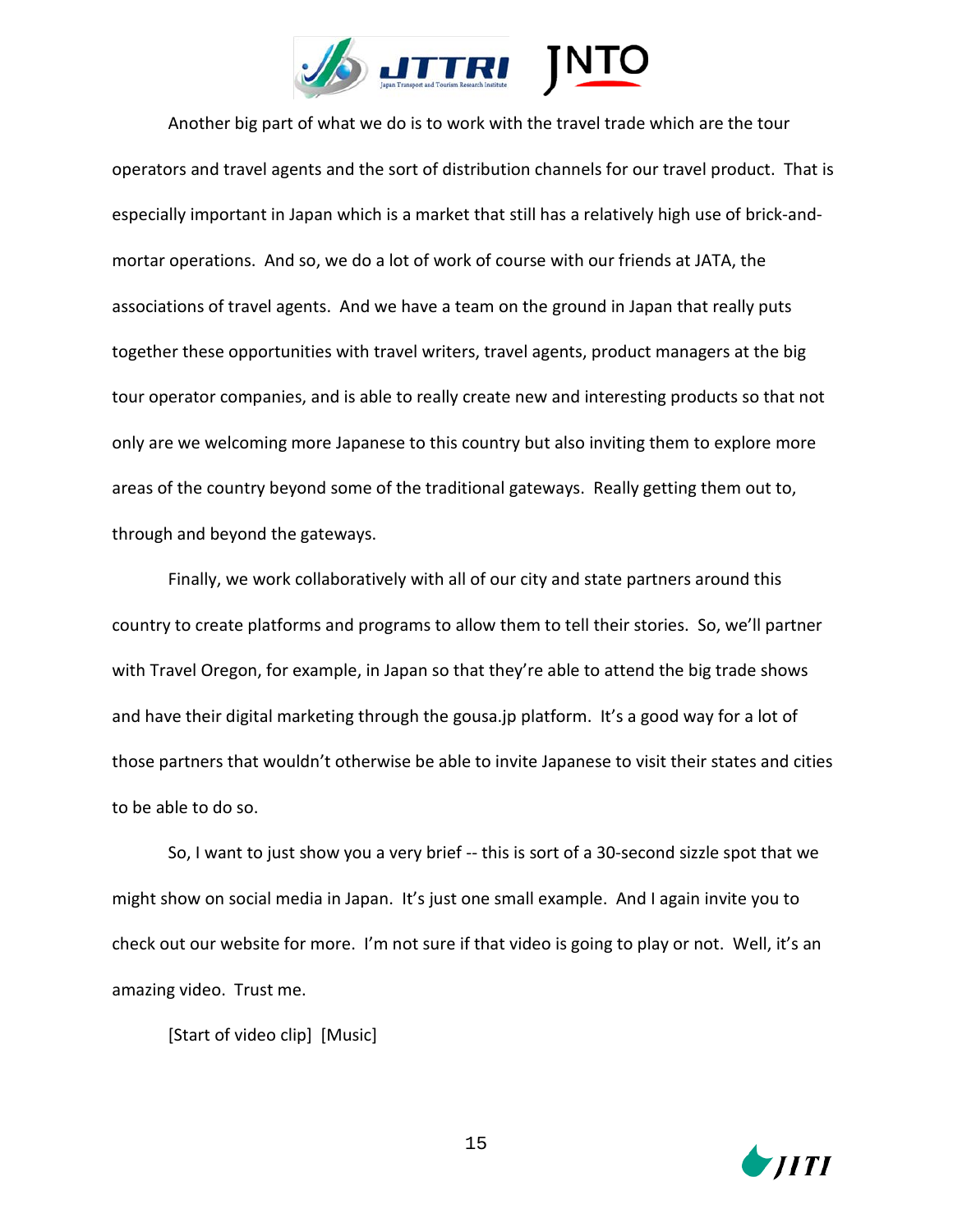Another big part of what we do is to work with the travel trade which are the tour operators and travel agents and the sort of distribution channels for our travel product. That is especially important in Japan which is a market that still has a relatively high use of brick-and-mortar operations. And so, we do a lot of work of course with our friends at JATA, the associations of travel agents. And we have a team on the ground in Japan that really puts together these opportunities with travel writers, travel agents, product managers at the big tour operator companies, and is able to really create new and interesting products so that not only are we welcoming more Japanese to this country but also inviting them to explore more areas of the country beyond some of the traditional gateways. Really getting them out to, through and beyond the gateways.

Finally, we work collaboratively with all of our city and state partners around this country to create platforms and programs to allow them to tell their stories. So, we'll partner with Travel Oregon, for example, in Japan so that they're able to attend the big trade shows and have their digital marketing through the gousa.jp platform. It's a good way for a lot of those partners that wouldn't otherwise be able to invite Japanese to visit their states and cities to be able to do so.

So, I want to just show you a very brief -- this is sort of a 30-second sizzle spot that we might show on social media in Japan. It's just one small example. And I again invite you to check out our website for more. I'm not sure if that video is going to play or not. Well, it's an amazing video. Trust me.

[Start of video clip] [Music]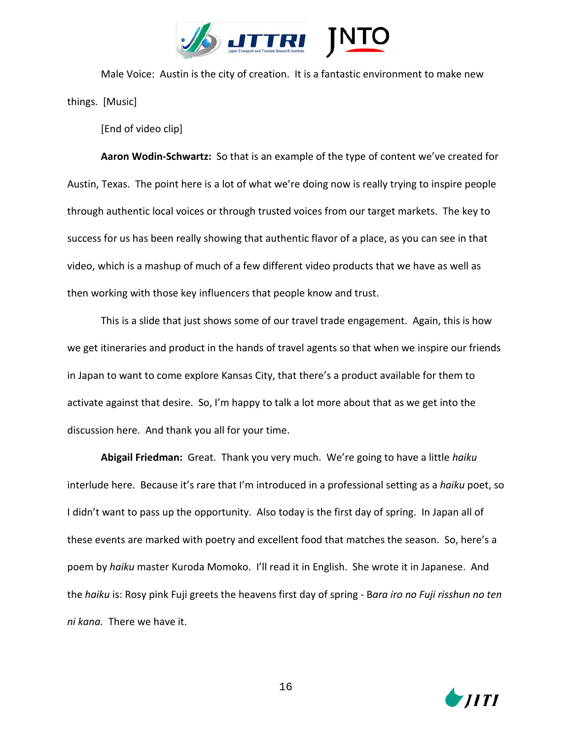Male Voice: Austin is the city of creation. It is a fantastic environment to make new things. [Music]

[End of video clip]

**Aaron Wodin-Schwartz:** So that is an example of the type of content we've created for Austin, Texas. The point here is a lot of what we're doing now is really trying to inspire people through authentic local voices or through trusted voices from our target markets. The key to success for us has been really showing that authentic flavor of a place, as you can see in that video, which is a mashup of much of a few different video products that we have as well as then working with those key influencers that people know and trust.

This is a slide that just shows some of our travel trade engagement. Again, this is how we get itineraries and product in the hands of travel agents so that when we inspire our friends in Japan to want to come explore Kansas City, that there's a product available for them to activate against that desire. So, I'm happy to talk a lot more about that as we get into the discussion here. And thank you all for your time.

**Abigail Friedman:** Great. Thank you very much. We're going to have a little *haiku* interlude here. Because it's rare that I'm introduced in a professional setting as a *haiku* poet, so I didn't want to pass up the opportunity. Also today is the first day of spring. In Japan all of these events are marked with poetry and excellent food that matches the season. So, here's a poem by *haiku* master Kuroda Momoko. I'll read it in English. She wrote it in Japanese. And the *haiku* is: Rosy pink Fuji greets the heavens first day of spring - B*ara iro no Fuji risshun no ten ni kana.* There we have it.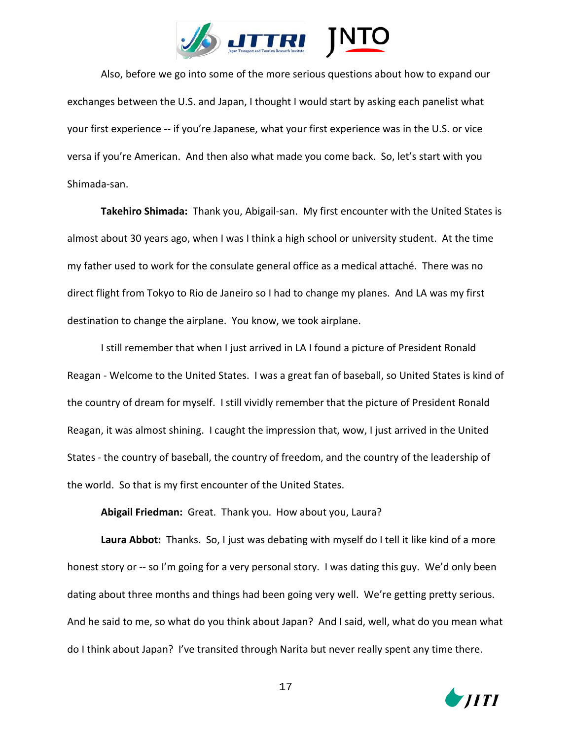Also, before we go into some of the more serious questions about how to expand our exchanges between the U.S. and Japan, I thought I would start by asking each panelist what your first experience -- if you're Japanese, what your first experience was in the U.S. or vice versa if you're American. And then also what made you come back. So, let's start with you Shimada-san.

**Takehiro Shimada:** Thank you, Abigail-san. My first encounter with the United States is almost about 30 years ago, when I was I think a high school or university student. At the time my father used to work for the consulate general office as a medical attaché. There was no direct flight from Tokyo to Rio de Janeiro so I had to change my planes. And LA was my first destination to change the airplane. You know, we took airplane.

I still remember that when I just arrived in LA I found a picture of President Ronald Reagan - Welcome to the United States. I was a great fan of baseball, so United States is kind of the country of dream for myself. I still vividly remember that the picture of President Ronald Reagan, it was almost shining. I caught the impression that, wow, I just arrived in the United States - the country of baseball, the country of freedom, and the country of the leadership of the world. So that is my first encounter of the United States.

**Abigail Friedman:** Great. Thank you. How about you, Laura?

**Laura Abbot:** Thanks. So, I just was debating with myself do I tell it like kind of a more honest story or -- so I'm going for a very personal story. I was dating this guy. We'd only been dating about three months and things had been going very well. We're getting pretty serious. And he said to me, so what do you think about Japan? And I said, well, what do you mean what do I think about Japan? I've transited through Narita but never really spent any time there.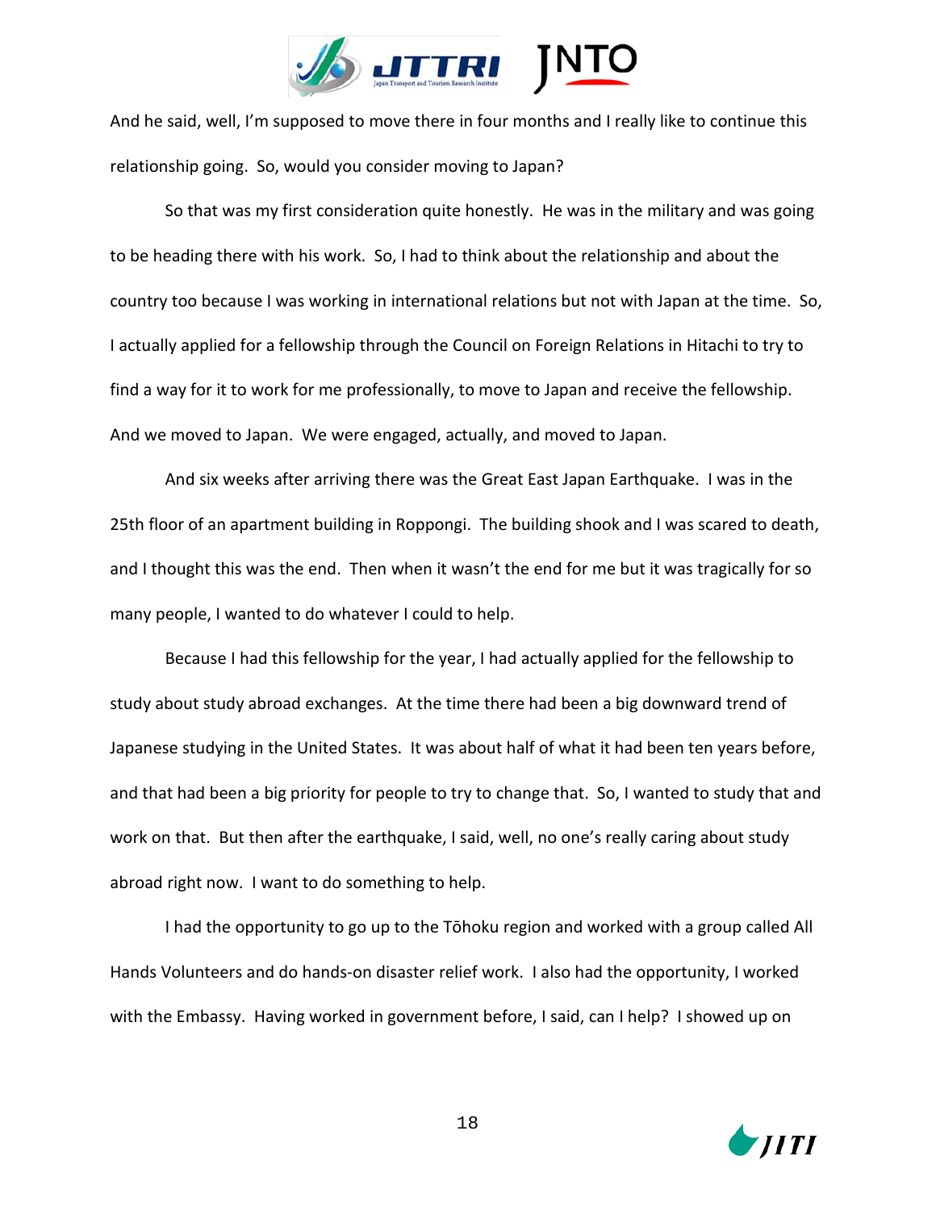And he said, well, I'm supposed to move there in four months and I really like to continue this relationship going. So, would you consider moving to Japan?

So that was my first consideration quite honestly. He was in the military and was going to be heading there with his work. So, I had to think about the relationship and about the country too because I was working in international relations but not with Japan at the time. So, I actually applied for a fellowship through the Council on Foreign Relations in Hitachi to try to find a way for it to work for me professionally, to move to Japan and receive the fellowship. And we moved to Japan. We were engaged, actually, and moved to Japan.

And six weeks after arriving there was the Great East Japan Earthquake. I was in the 25th floor of an apartment building in Roppongi. The building shook and I was scared to death, and I thought this was the end. Then when it wasn't the end for me but it was tragically for so many people, I wanted to do whatever I could to help.

Because I had this fellowship for the year, I had actually applied for the fellowship to study about study abroad exchanges. At the time there had been a big downward trend of Japanese studying in the United States. It was about half of what it had been ten years before, and that had been a big priority for people to try to change that. So, I wanted to study that and work on that. But then after the earthquake, I said, well, no one's really caring about study abroad right now. I want to do something to help.

I had the opportunity to go up to the Tōhoku region and worked with a group called All Hands Volunteers and do hands-on disaster relief work. I also had the opportunity, I worked with the Embassy. Having worked in government before, I said, can I help? I showed up on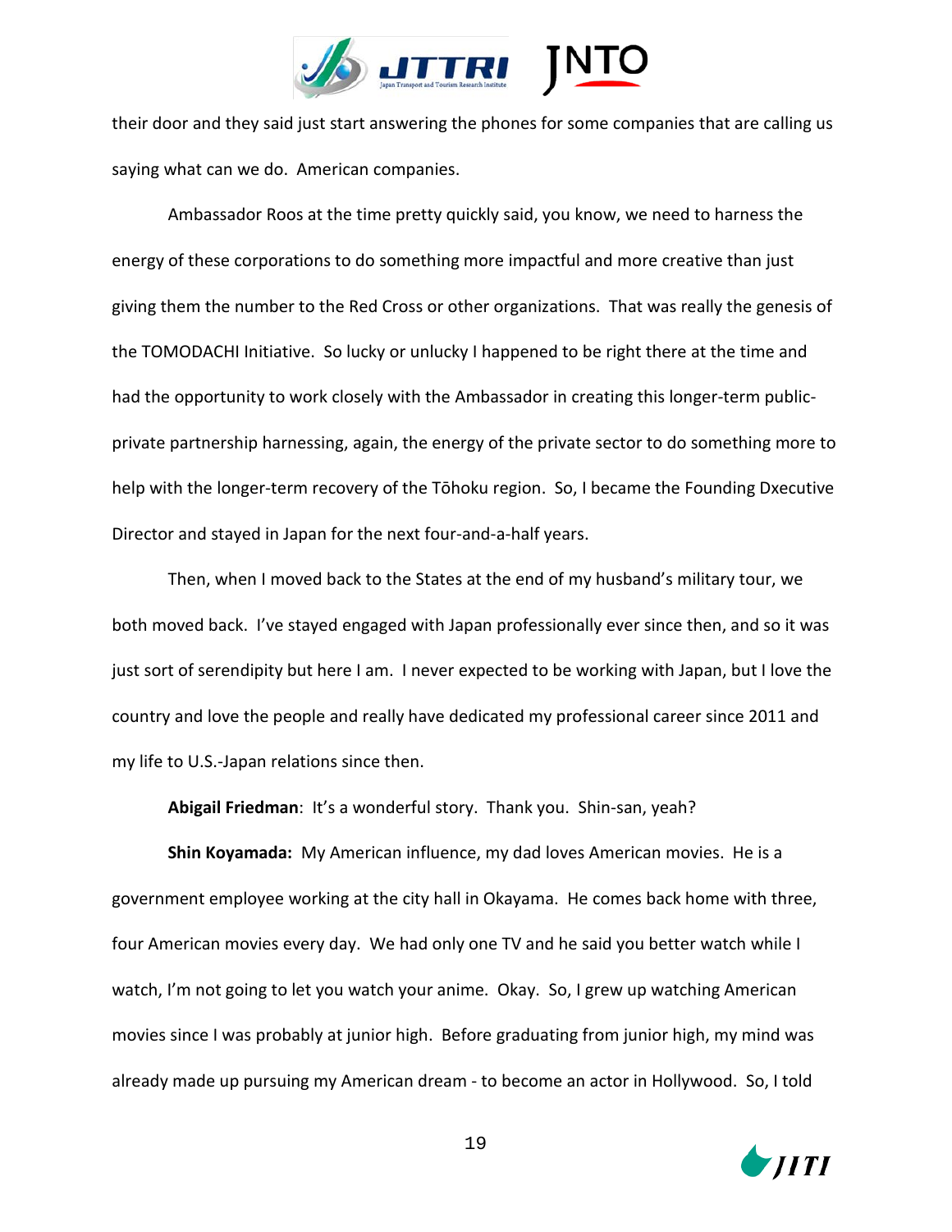their door and they said just start answering the phones for some companies that are calling us saying what can we do. American companies.

Ambassador Roos at the time pretty quickly said, you know, we need to harness the energy of these corporations to do something more impactful and more creative than just giving them the number to the Red Cross or other organizations. That was really the genesis of the TOMODACHI Initiative. So lucky or unlucky I happened to be right there at the time and had the opportunity to work closely with the Ambassador in creating this longer-term public-private partnership harnessing, again, the energy of the private sector to do something more to help with the longer-term recovery of the Tōhoku region. So, I became the Founding Dxecutive Director and stayed in Japan for the next four-and-a-half years.

Then, when I moved back to the States at the end of my husband's military tour, we both moved back. I've stayed engaged with Japan professionally ever since then, and so it was just sort of serendipity but here I am. I never expected to be working with Japan, but I love the country and love the people and really have dedicated my professional career since 2011 and my life to U.S.-Japan relations since then.

**Abigail Friedman**: It's a wonderful story. Thank you. Shin-san, yeah?

**Shin Koyamada:** My American influence, my dad loves American movies. He is a government employee working at the city hall in Okayama. He comes back home with three, four American movies every day. We had only one TV and he said you better watch while I watch, I'm not going to let you watch your anime. Okay. So, I grew up watching American movies since I was probably at junior high. Before graduating from junior high, my mind was already made up pursuing my American dream - to become an actor in Hollywood. So, I told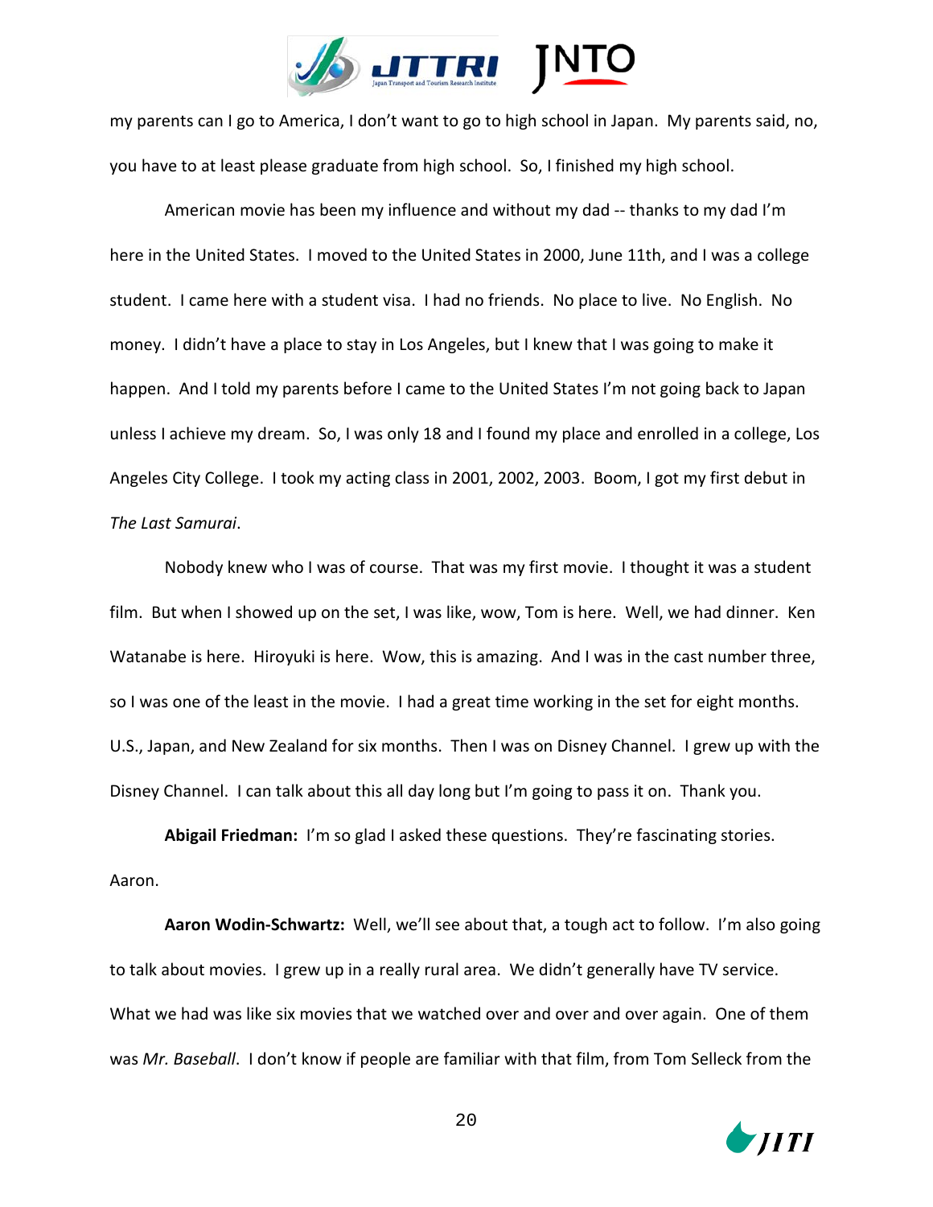my parents can I go to America, I don't want to go to high school in Japan. My parents said, no, you have to at least please graduate from high school. So, I finished my high school.

American movie has been my influence and without my dad -- thanks to my dad I'm here in the United States. I moved to the United States in 2000, June 11th, and I was a college student. I came here with a student visa. I had no friends. No place to live. No English. No money. I didn't have a place to stay in Los Angeles, but I knew that I was going to make it happen. And I told my parents before I came to the United States I'm not going back to Japan unless I achieve my dream. So, I was only 18 and I found my place and enrolled in a college, Los Angeles City College. I took my acting class in 2001, 2002, 2003. Boom, I got my first debut in *The Last Samurai*.

Nobody knew who I was of course. That was my first movie. I thought it was a student film. But when I showed up on the set, I was like, wow, Tom is here. Well, we had dinner. Ken Watanabe is here. Hiroyuki is here. Wow, this is amazing. And I was in the cast number three, so I was one of the least in the movie. I had a great time working in the set for eight months. U.S., Japan, and New Zealand for six months. Then I was on Disney Channel. I grew up with the Disney Channel. I can talk about this all day long but I'm going to pass it on. Thank you.

**Abigail Friedman:** I'm so glad I asked these questions. They're fascinating stories. Aaron.

**Aaron Wodin-Schwartz:** Well, we'll see about that, a tough act to follow. I'm also going to talk about movies. I grew up in a really rural area. We didn't generally have TV service. What we had was like six movies that we watched over and over and over again. One of them was *Mr. Baseball*. I don't know if people are familiar with that film, from Tom Selleck from the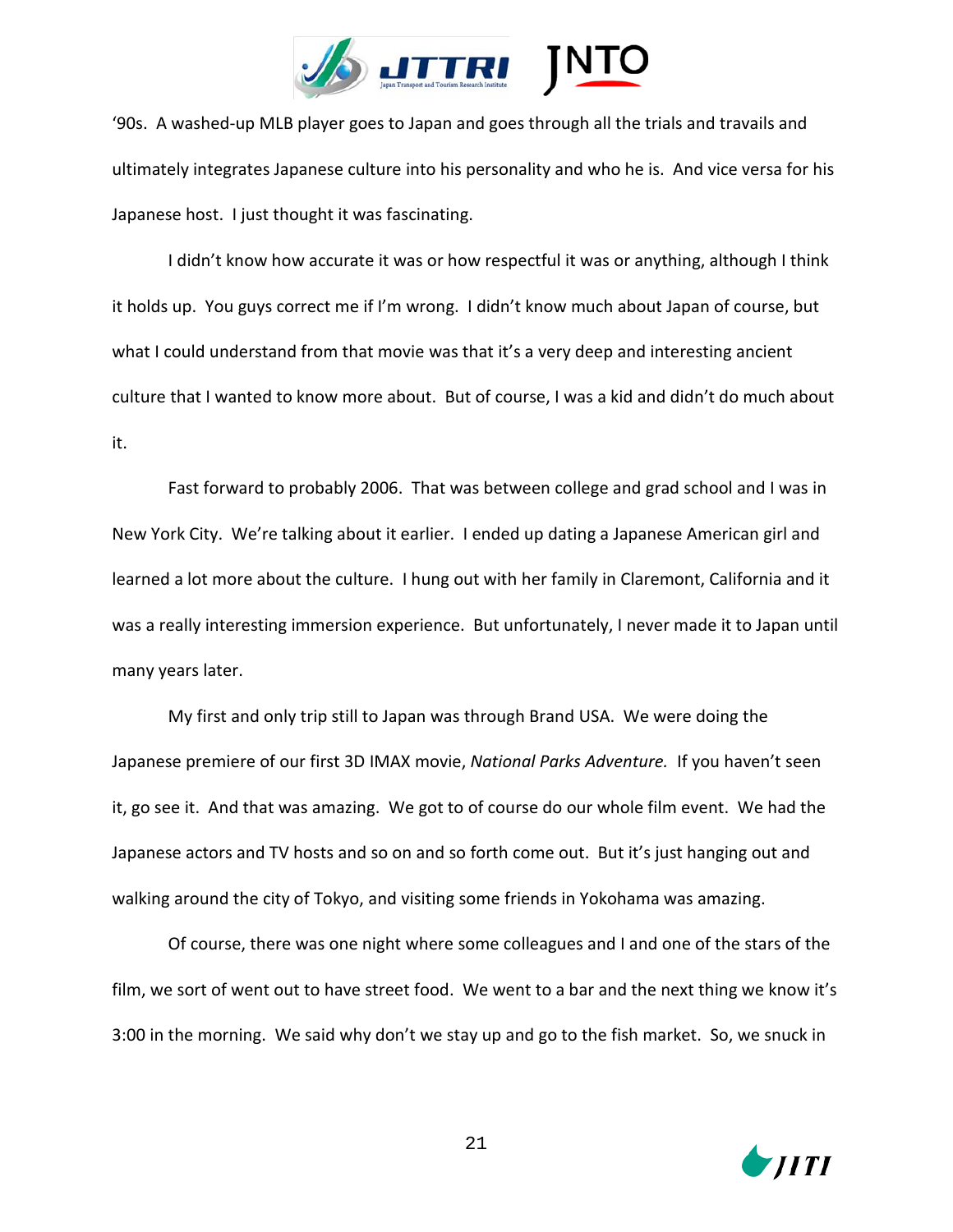'90s. A washed-up MLB player goes to Japan and goes through all the trials and travails and ultimately integrates Japanese culture into his personality and who he is. And vice versa for his Japanese host. I just thought it was fascinating.

I didn't know how accurate it was or how respectful it was or anything, although I think it holds up. You guys correct me if I'm wrong. I didn't know much about Japan of course, but what I could understand from that movie was that it's a very deep and interesting ancient culture that I wanted to know more about. But of course, I was a kid and didn't do much about it.

Fast forward to probably 2006. That was between college and grad school and I was in New York City. We're talking about it earlier. I ended up dating a Japanese American girl and learned a lot more about the culture. I hung out with her family in Claremont, California and it was a really interesting immersion experience. But unfortunately, I never made it to Japan until many years later.

My first and only trip still to Japan was through Brand USA. We were doing the Japanese premiere of our first 3D IMAX movie, *National Parks Adventure.* If you haven't seen it, go see it. And that was amazing. We got to of course do our whole film event. We had the Japanese actors and TV hosts and so on and so forth come out. But it's just hanging out and walking around the city of Tokyo, and visiting some friends in Yokohama was amazing.

Of course, there was one night where some colleagues and I and one of the stars of the film, we sort of went out to have street food. We went to a bar and the next thing we know it's 3:00 in the morning. We said why don't we stay up and go to the fish market. So, we snuck in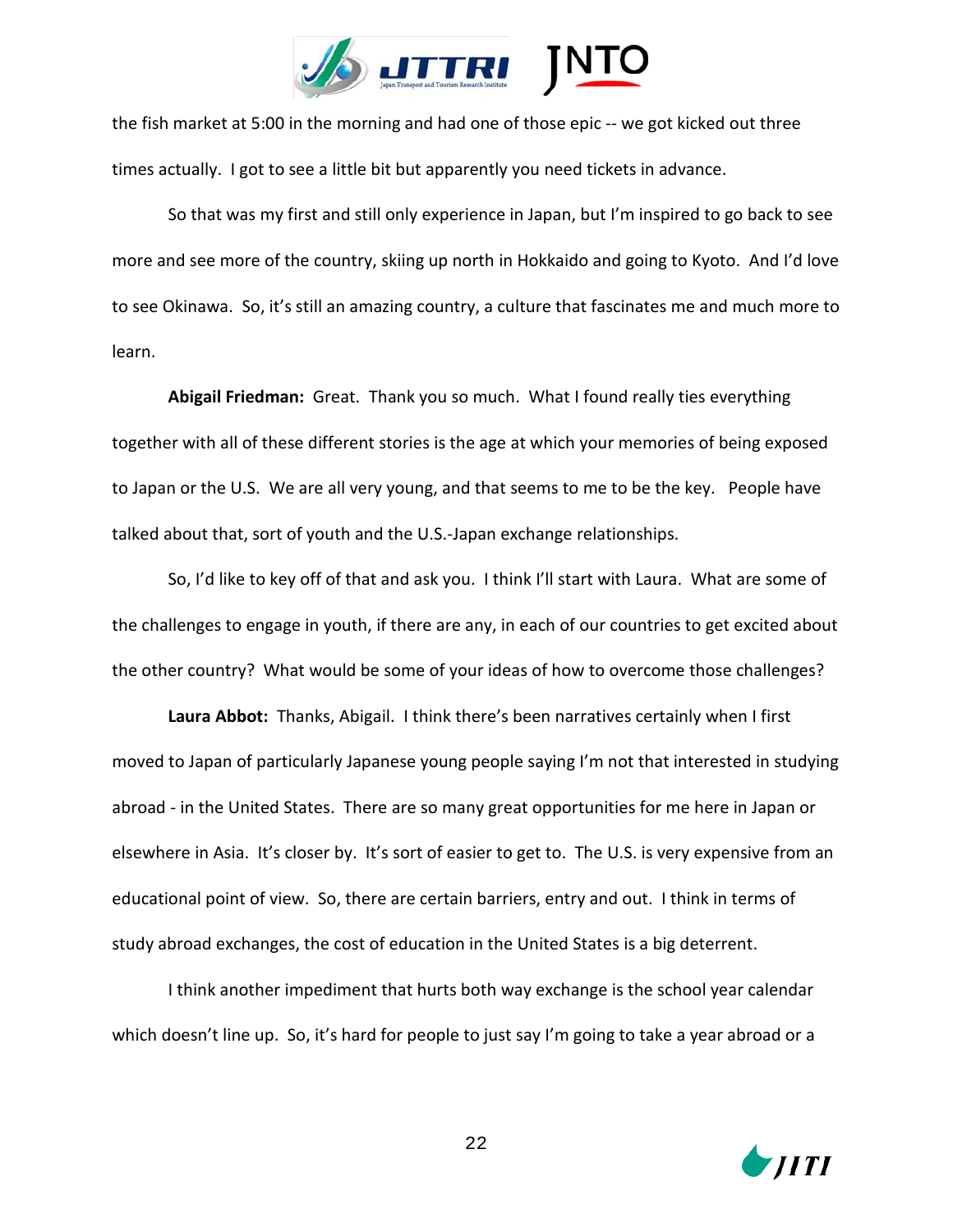the fish market at 5:00 in the morning and had one of those epic -- we got kicked out three times actually. I got to see a little bit but apparently you need tickets in advance.

So that was my first and still only experience in Japan, but I'm inspired to go back to see more and see more of the country, skiing up north in Hokkaido and going to Kyoto. And I'd love to see Okinawa. So, it's still an amazing country, a culture that fascinates me and much more to learn.

**Abigail Friedman:** Great. Thank you so much. What I found really ties everything together with all of these different stories is the age at which your memories of being exposed to Japan or the U.S. We are all very young, and that seems to me to be the key. People have talked about that, sort of youth and the U.S.-Japan exchange relationships.

So, I'd like to key off of that and ask you. I think I'll start with Laura. What are some of the challenges to engage in youth, if there are any, in each of our countries to get excited about the other country? What would be some of your ideas of how to overcome those challenges?

**Laura Abbot:** Thanks, Abigail. I think there's been narratives certainly when I first moved to Japan of particularly Japanese young people saying I'm not that interested in studying abroad - in the United States. There are so many great opportunities for me here in Japan or elsewhere in Asia. It's closer by. It's sort of easier to get to. The U.S. is very expensive from an educational point of view. So, there are certain barriers, entry and out. I think in terms of study abroad exchanges, the cost of education in the United States is a big deterrent.

I think another impediment that hurts both way exchange is the school year calendar which doesn't line up. So, it's hard for people to just say I'm going to take a year abroad or a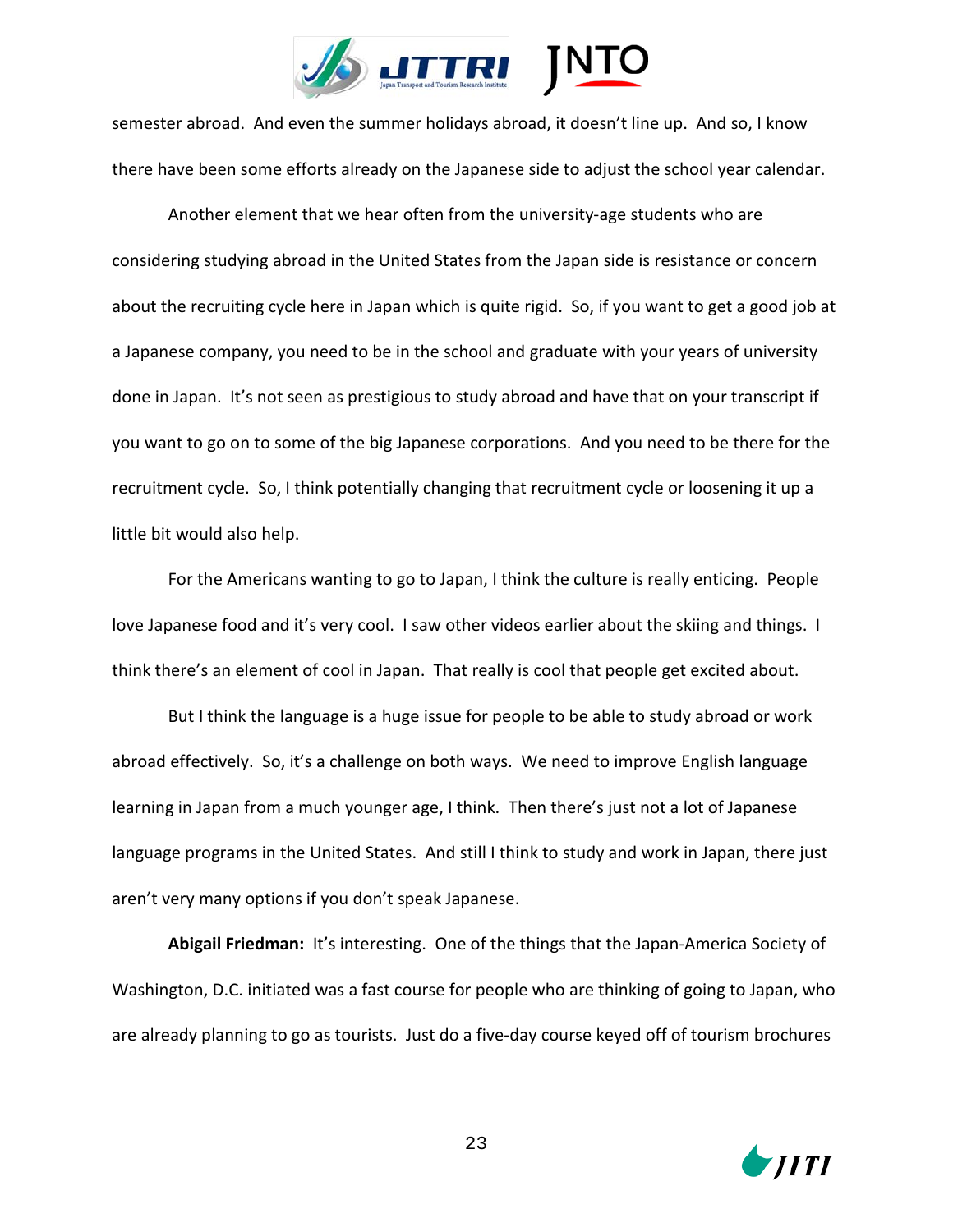semester abroad. And even the summer holidays abroad, it doesn't line up. And so, I know there have been some efforts already on the Japanese side to adjust the school year calendar.

Another element that we hear often from the university-age students who are considering studying abroad in the United States from the Japan side is resistance or concern about the recruiting cycle here in Japan which is quite rigid. So, if you want to get a good job at a Japanese company, you need to be in the school and graduate with your years of university done in Japan. It's not seen as prestigious to study abroad and have that on your transcript if you want to go on to some of the big Japanese corporations. And you need to be there for the recruitment cycle. So, I think potentially changing that recruitment cycle or loosening it up a little bit would also help.

For the Americans wanting to go to Japan, I think the culture is really enticing. People love Japanese food and it's very cool. I saw other videos earlier about the skiing and things. I think there's an element of cool in Japan. That really is cool that people get excited about.

But I think the language is a huge issue for people to be able to study abroad or work abroad effectively. So, it's a challenge on both ways. We need to improve English language learning in Japan from a much younger age, I think. Then there's just not a lot of Japanese language programs in the United States. And still I think to study and work in Japan, there just aren't very many options if you don't speak Japanese.

**Abigail Friedman:** It's interesting. One of the things that the Japan-America Society of Washington, D.C. initiated was a fast course for people who are thinking of going to Japan, who are already planning to go as tourists. Just do a five-day course keyed off of tourism brochures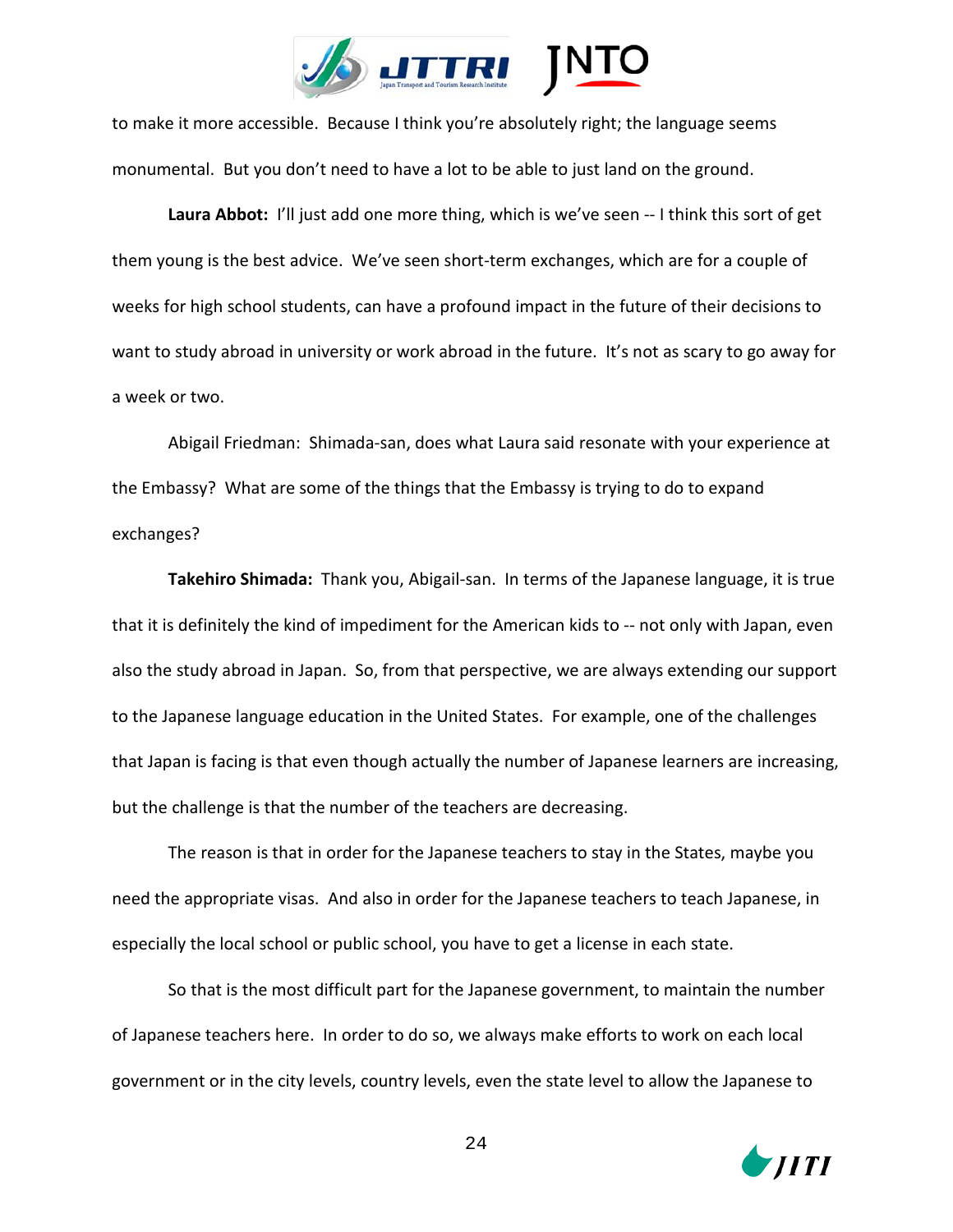to make it more accessible. Because I think you're absolutely right; the language seems monumental. But you don't need to have a lot to be able to just land on the ground.

**Laura Abbot:** I'll just add one more thing, which is we've seen -- I think this sort of get them young is the best advice. We've seen short-term exchanges, which are for a couple of weeks for high school students, can have a profound impact in the future of their decisions to want to study abroad in university or work abroad in the future. It's not as scary to go away for a week or two.

Abigail Friedman: Shimada-san, does what Laura said resonate with your experience at the Embassy? What are some of the things that the Embassy is trying to do to expand exchanges?

**Takehiro Shimada:** Thank you, Abigail-san. In terms of the Japanese language, it is true that it is definitely the kind of impediment for the American kids to -- not only with Japan, even also the study abroad in Japan. So, from that perspective, we are always extending our support to the Japanese language education in the United States. For example, one of the challenges that Japan is facing is that even though actually the number of Japanese learners are increasing, but the challenge is that the number of the teachers are decreasing.

The reason is that in order for the Japanese teachers to stay in the States, maybe you need the appropriate visas. And also in order for the Japanese teachers to teach Japanese, in especially the local school or public school, you have to get a license in each state.

So that is the most difficult part for the Japanese government, to maintain the number of Japanese teachers here. In order to do so, we always make efforts to work on each local government or in the city levels, country levels, even the state level to allow the Japanese to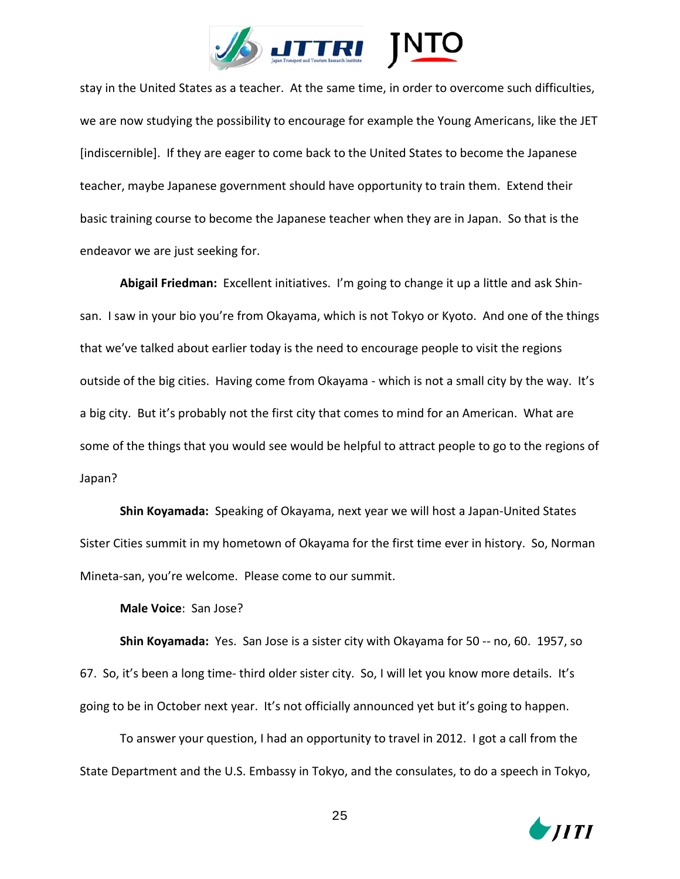stay in the United States as a teacher. At the same time, in order to overcome such difficulties, we are now studying the possibility to encourage for example the Young Americans, like the JET [indiscernible]. If they are eager to come back to the United States to become the Japanese teacher, maybe Japanese government should have opportunity to train them. Extend their basic training course to become the Japanese teacher when they are in Japan. So that is the endeavor we are just seeking for.

**Abigail Friedman:** Excellent initiatives. I'm going to change it up a little and ask Shin-san. I saw in your bio you're from Okayama, which is not Tokyo or Kyoto. And one of the things that we've talked about earlier today is the need to encourage people to visit the regions outside of the big cities. Having come from Okayama - which is not a small city by the way. It's a big city. But it's probably not the first city that comes to mind for an American. What are some of the things that you would see would be helpful to attract people to go to the regions of Japan?

**Shin Koyamada:** Speaking of Okayama, next year we will host a Japan-United States Sister Cities summit in my hometown of Okayama for the first time ever in history. So, Norman Mineta-san, you're welcome. Please come to our summit.

**Male Voice**: San Jose?

**Shin Koyamada:** Yes. San Jose is a sister city with Okayama for 50 -- no, 60. 1957, so 67. So, it's been a long time- third older sister city. So, I will let you know more details. It's going to be in October next year. It's not officially announced yet but it's going to happen.

To answer your question, I had an opportunity to travel in 2012. I got a call from the State Department and the U.S. Embassy in Tokyo, and the consulates, to do a speech in Tokyo,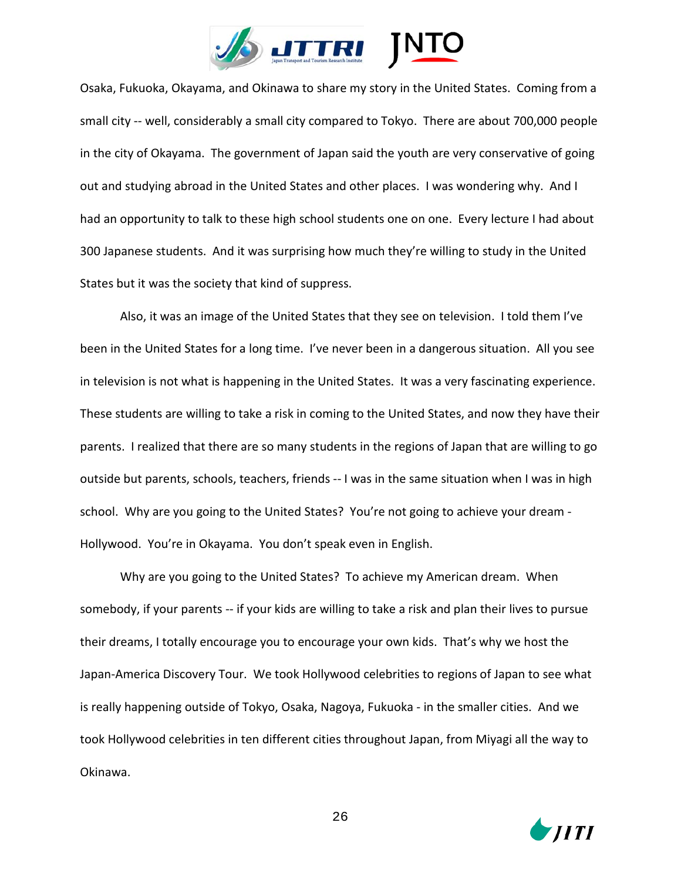Osaka, Fukuoka, Okayama, and Okinawa to share my story in the United States. Coming from a small city -- well, considerably a small city compared to Tokyo. There are about 700,000 people in the city of Okayama. The government of Japan said the youth are very conservative of going out and studying abroad in the United States and other places. I was wondering why. And I had an opportunity to talk to these high school students one on one. Every lecture I had about 300 Japanese students. And it was surprising how much they're willing to study in the United States but it was the society that kind of suppress.

Also, it was an image of the United States that they see on television. I told them I've been in the United States for a long time. I've never been in a dangerous situation. All you see in television is not what is happening in the United States. It was a very fascinating experience. These students are willing to take a risk in coming to the United States, and now they have their parents. I realized that there are so many students in the regions of Japan that are willing to go outside but parents, schools, teachers, friends -- I was in the same situation when I was in high school. Why are you going to the United States? You're not going to achieve your dream - Hollywood. You're in Okayama. You don't speak even in English.

Why are you going to the United States? To achieve my American dream. When somebody, if your parents -- if your kids are willing to take a risk and plan their lives to pursue their dreams, I totally encourage you to encourage your own kids. That's why we host the Japan-America Discovery Tour. We took Hollywood celebrities to regions of Japan to see what is really happening outside of Tokyo, Osaka, Nagoya, Fukuoka - in the smaller cities. And we took Hollywood celebrities in ten different cities throughout Japan, from Miyagi all the way to Okinawa.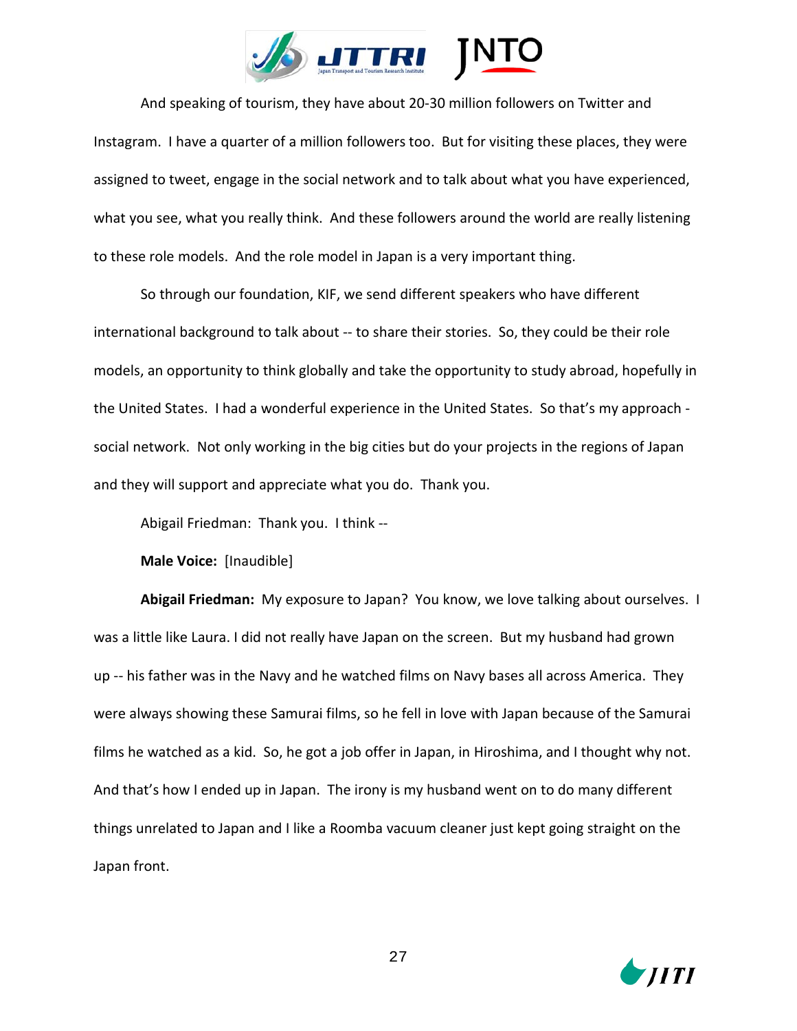And speaking of tourism, they have about 20-30 million followers on Twitter and Instagram. I have a quarter of a million followers too. But for visiting these places, they were assigned to tweet, engage in the social network and to talk about what you have experienced, what you see, what you really think. And these followers around the world are really listening to these role models. And the role model in Japan is a very important thing.

So through our foundation, KIF, we send different speakers who have different international background to talk about -- to share their stories. So, they could be their role models, an opportunity to think globally and take the opportunity to study abroad, hopefully in the United States. I had a wonderful experience in the United States. So that's my approach - social network. Not only working in the big cities but do your projects in the regions of Japan and they will support and appreciate what you do. Thank you.

Abigail Friedman: Thank you. I think --

**Male Voice:** [Inaudible]

**Abigail Friedman:** My exposure to Japan? You know, we love talking about ourselves. I was a little like Laura. I did not really have Japan on the screen. But my husband had grown up -- his father was in the Navy and he watched films on Navy bases all across America. They were always showing these Samurai films, so he fell in love with Japan because of the Samurai films he watched as a kid. So, he got a job offer in Japan, in Hiroshima, and I thought why not. And that's how I ended up in Japan. The irony is my husband went on to do many different things unrelated to Japan and I like a Roomba vacuum cleaner just kept going straight on the Japan front.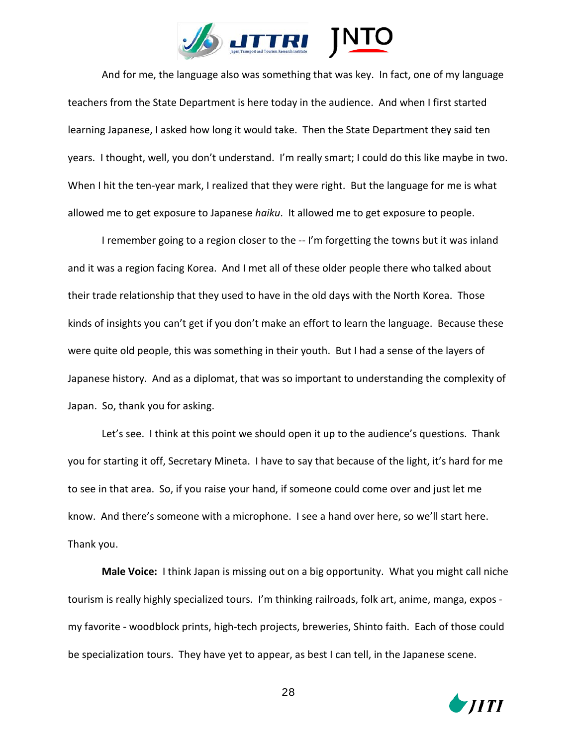And for me, the language also was something that was key. In fact, one of my language teachers from the State Department is here today in the audience. And when I first started learning Japanese, I asked how long it would take. Then the State Department they said ten years. I thought, well, you don't understand. I'm really smart; I could do this like maybe in two. When I hit the ten-year mark, I realized that they were right. But the language for me is what allowed me to get exposure to Japanese *haiku*. It allowed me to get exposure to people.

I remember going to a region closer to the -- I'm forgetting the towns but it was inland and it was a region facing Korea. And I met all of these older people there who talked about their trade relationship that they used to have in the old days with the North Korea. Those kinds of insights you can't get if you don't make an effort to learn the language. Because these were quite old people, this was something in their youth. But I had a sense of the layers of Japanese history. And as a diplomat, that was so important to understanding the complexity of Japan. So, thank you for asking.

Let's see. I think at this point we should open it up to the audience's questions. Thank you for starting it off, Secretary Mineta. I have to say that because of the light, it's hard for me to see in that area. So, if you raise your hand, if someone could come over and just let me know. And there's someone with a microphone. I see a hand over here, so we'll start here. Thank you.

**Male Voice:** I think Japan is missing out on a big opportunity. What you might call niche tourism is really highly specialized tours. I'm thinking railroads, folk art, anime, manga, expos - my favorite - woodblock prints, high-tech projects, breweries, Shinto faith. Each of those could be specialization tours. They have yet to appear, as best I can tell, in the Japanese scene.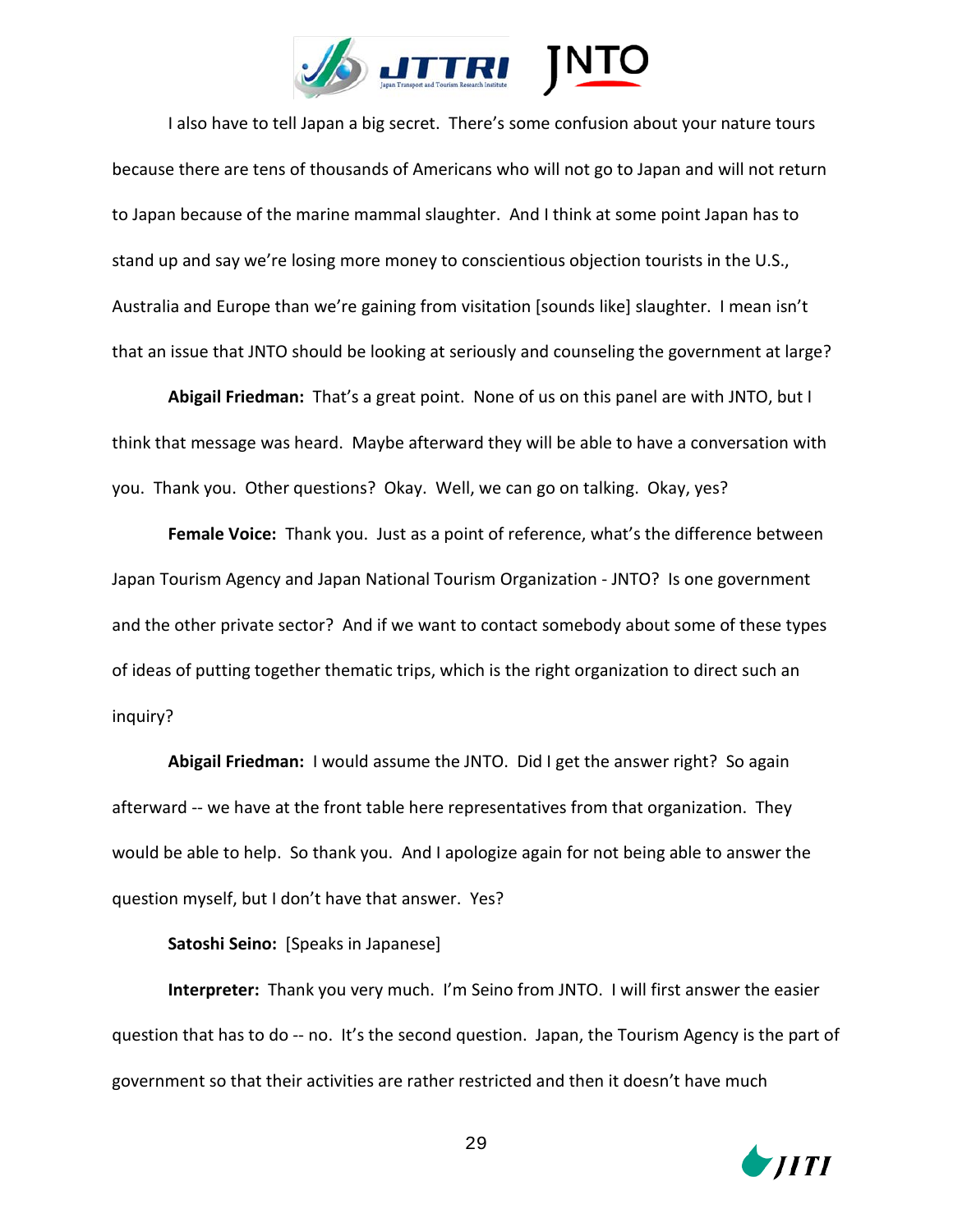I also have to tell Japan a big secret. There's some confusion about your nature tours because there are tens of thousands of Americans who will not go to Japan and will not return to Japan because of the marine mammal slaughter. And I think at some point Japan has to stand up and say we're losing more money to conscientious objection tourists in the U.S., Australia and Europe than we're gaining from visitation [sounds like] slaughter. I mean isn't that an issue that JNTO should be looking at seriously and counseling the government at large?

**Abigail Friedman:** That's a great point. None of us on this panel are with JNTO, but I think that message was heard. Maybe afterward they will be able to have a conversation with you. Thank you. Other questions? Okay. Well, we can go on talking. Okay, yes?

**Female Voice:** Thank you. Just as a point of reference, what's the difference between Japan Tourism Agency and Japan National Tourism Organization - JNTO? Is one government and the other private sector? And if we want to contact somebody about some of these types of ideas of putting together thematic trips, which is the right organization to direct such an inquiry?

**Abigail Friedman:** I would assume the JNTO. Did I get the answer right? So again afterward -- we have at the front table here representatives from that organization. They would be able to help. So thank you. And I apologize again for not being able to answer the question myself, but I don't have that answer. Yes?

**Satoshi Seino:** [Speaks in Japanese]

**Interpreter:** Thank you very much. I'm Seino from JNTO. I will first answer the easier question that has to do -- no. It's the second question. Japan, the Tourism Agency is the part of government so that their activities are rather restricted and then it doesn't have much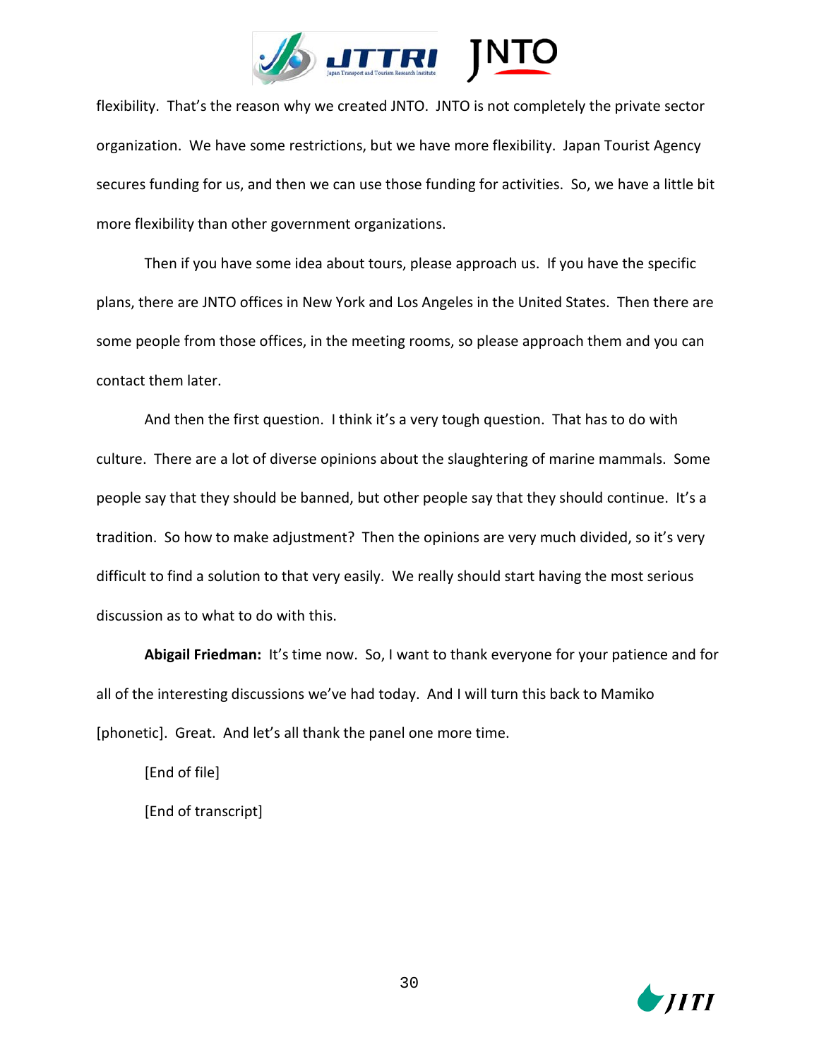flexibility. That's the reason why we created JNTO. JNTO is not completely the private sector organization. We have some restrictions, but we have more flexibility. Japan Tourist Agency secures funding for us, and then we can use those funding for activities. So, we have a little bit more flexibility than other government organizations.

Then if you have some idea about tours, please approach us. If you have the specific plans, there are JNTO offices in New York and Los Angeles in the United States. Then there are some people from those offices, in the meeting rooms, so please approach them and you can contact them later.

And then the first question. I think it's a very tough question. That has to do with culture. There are a lot of diverse opinions about the slaughtering of marine mammals. Some people say that they should be banned, but other people say that they should continue. It's a tradition. So how to make adjustment? Then the opinions are very much divided, so it's very difficult to find a solution to that very easily. We really should start having the most serious discussion as to what to do with this.

**Abigail Friedman:** It's time now. So, I want to thank everyone for your patience and for all of the interesting discussions we've had today. And I will turn this back to Mamiko [phonetic]. Great. And let's all thank the panel one more time.

[End of file]

[End of transcript]